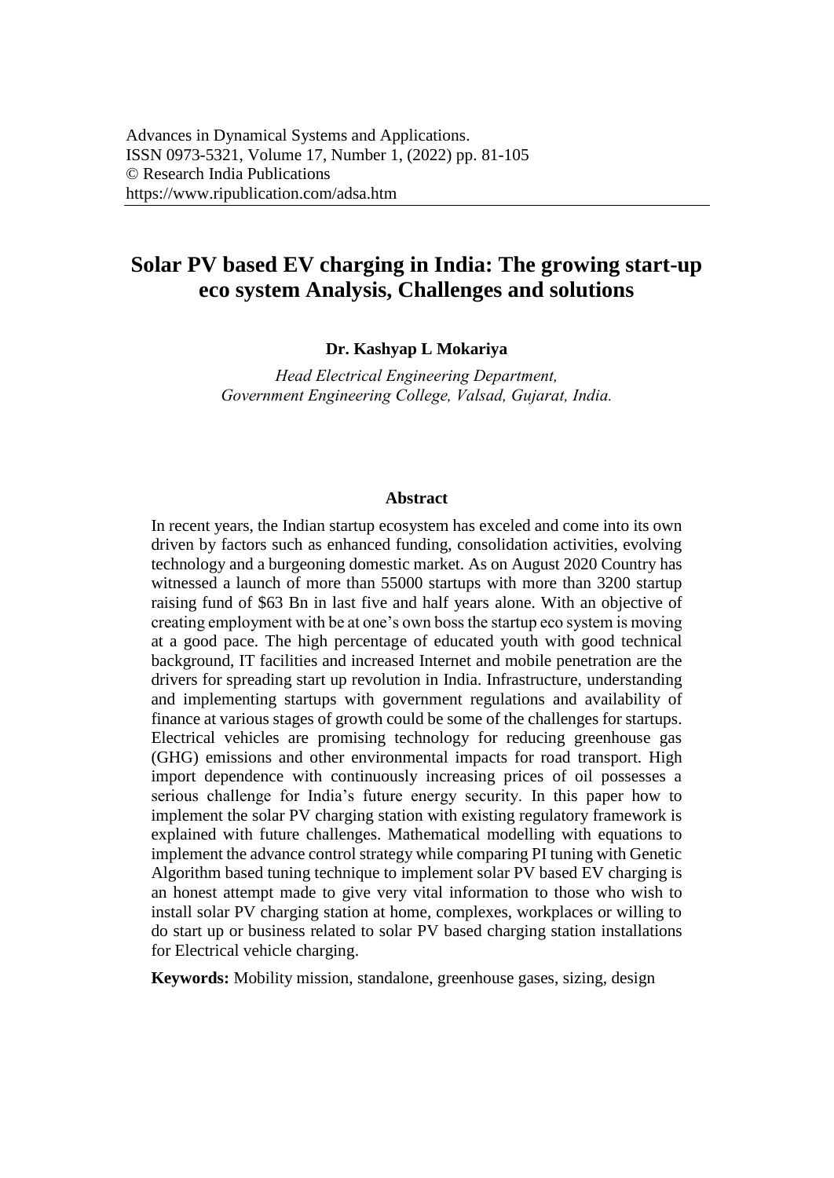# Solar PV based EV charging in India: The growing start-up eco system Analysis, Challenges and solutions

**Dr. Kashyap L Mokariya**

*Head Electrical Engineering Department,*
*Government Engineering College, Valsad, Gujarat, India.*

## Abstract

In recent years, the Indian startup ecosystem has exceled and come into its own driven by factors such as enhanced funding, consolidation activities, evolving technology and a burgeoning domestic market. As on August 2020 Country has witnessed a launch of more than 55000 startups with more than 3200 startup raising fund of $63 Bn in last five and half years alone. With an objective of creating employment with be at one's own boss the startup eco system is moving at a good pace. The high percentage of educated youth with good technical background, IT facilities and increased Internet and mobile penetration are the drivers for spreading start up revolution in India. Infrastructure, understanding and implementing startups with government regulations and availability of finance at various stages of growth could be some of the challenges for startups. Electrical vehicles are promising technology for reducing greenhouse gas (GHG) emissions and other environmental impacts for road transport. High import dependence with continuously increasing prices of oil possesses a serious challenge for India's future energy security. In this paper how to implement the solar PV charging station with existing regulatory framework is explained with future challenges. Mathematical modelling with equations to implement the advance control strategy while comparing PI tuning with Genetic Algorithm based tuning technique to implement solar PV based EV charging is an honest attempt made to give very vital information to those who wish to install solar PV charging station at home, complexes, workplaces or willing to do start up or business related to solar PV based charging station installations for Electrical vehicle charging.

**Keywords:** Mobility mission, standalone, greenhouse gases, sizing, design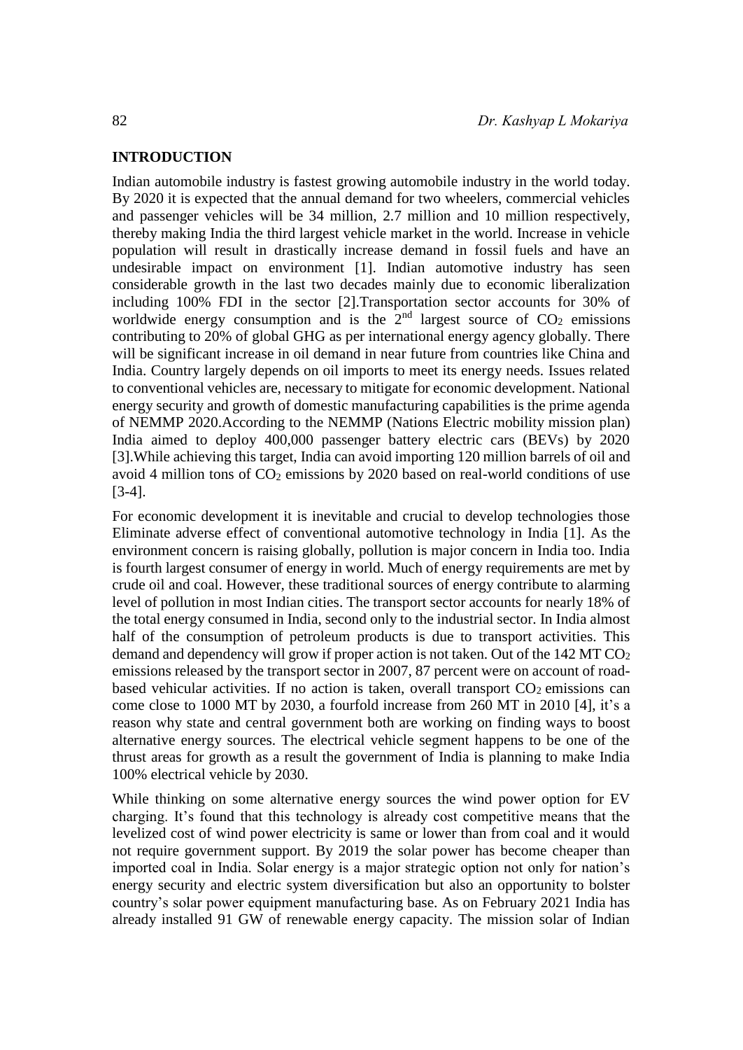## INTRODUCTION

Indian automobile industry is fastest growing automobile industry in the world today. By 2020 it is expected that the annual demand for two wheelers, commercial vehicles and passenger vehicles will be 34 million, 2.7 million and 10 million respectively, thereby making India the third largest vehicle market in the world. Increase in vehicle population will result in drastically increase demand in fossil fuels and have an undesirable impact on environment [1]. Indian automotive industry has seen considerable growth in the last two decades mainly due to economic liberalization including 100% FDI in the sector [2].Transportation sector accounts for 30% of worldwide energy consumption and is the 2nd largest source of $CO_2$ emissions contributing to 20% of global GHG as per international energy agency globally. There will be significant increase in oil demand in near future from countries like China and India. Country largely depends on oil imports to meet its energy needs. Issues related to conventional vehicles are, necessary to mitigate for economic development. National energy security and growth of domestic manufacturing capabilities is the prime agenda of NEMMP 2020.According to the NEMMP (Nations Electric mobility mission plan) India aimed to deploy 400,000 passenger battery electric cars (BEVs) by 2020 [3].While achieving this target, India can avoid importing 120 million barrels of oil and avoid 4 million tons of $CO_2$ emissions by 2020 based on real-world conditions of use [3-4].

For economic development it is inevitable and crucial to develop technologies those Eliminate adverse effect of conventional automotive technology in India [1]. As the environment concern is raising globally, pollution is major concern in India too. India is fourth largest consumer of energy in world. Much of energy requirements are met by crude oil and coal. However, these traditional sources of energy contribute to alarming level of pollution in most Indian cities. The transport sector accounts for nearly 18% of the total energy consumed in India, second only to the industrial sector. In India almost half of the consumption of petroleum products is due to transport activities. This demand and dependency will grow if proper action is not taken. Out of the 142 MT $CO_2$ emissions released by the transport sector in 2007, 87 percent were on account of road-based vehicular activities. If no action is taken, overall transport $CO_2$ emissions can come close to 1000 MT by 2030, a fourfold increase from 260 MT in 2010 [4], it's a reason why state and central government both are working on finding ways to boost alternative energy sources. The electrical vehicle segment happens to be one of the thrust areas for growth as a result the government of India is planning to make India 100% electrical vehicle by 2030.

While thinking on some alternative energy sources the wind power option for EV charging. It's found that this technology is already cost competitive means that the levelized cost of wind power electricity is same or lower than from coal and it would not require government support. By 2019 the solar power has become cheaper than imported coal in India. Solar energy is a major strategic option not only for nation's energy security and electric system diversification but also an opportunity to bolster country's solar power equipment manufacturing base. As on February 2021 India has already installed 91 GW of renewable energy capacity. The mission solar of Indian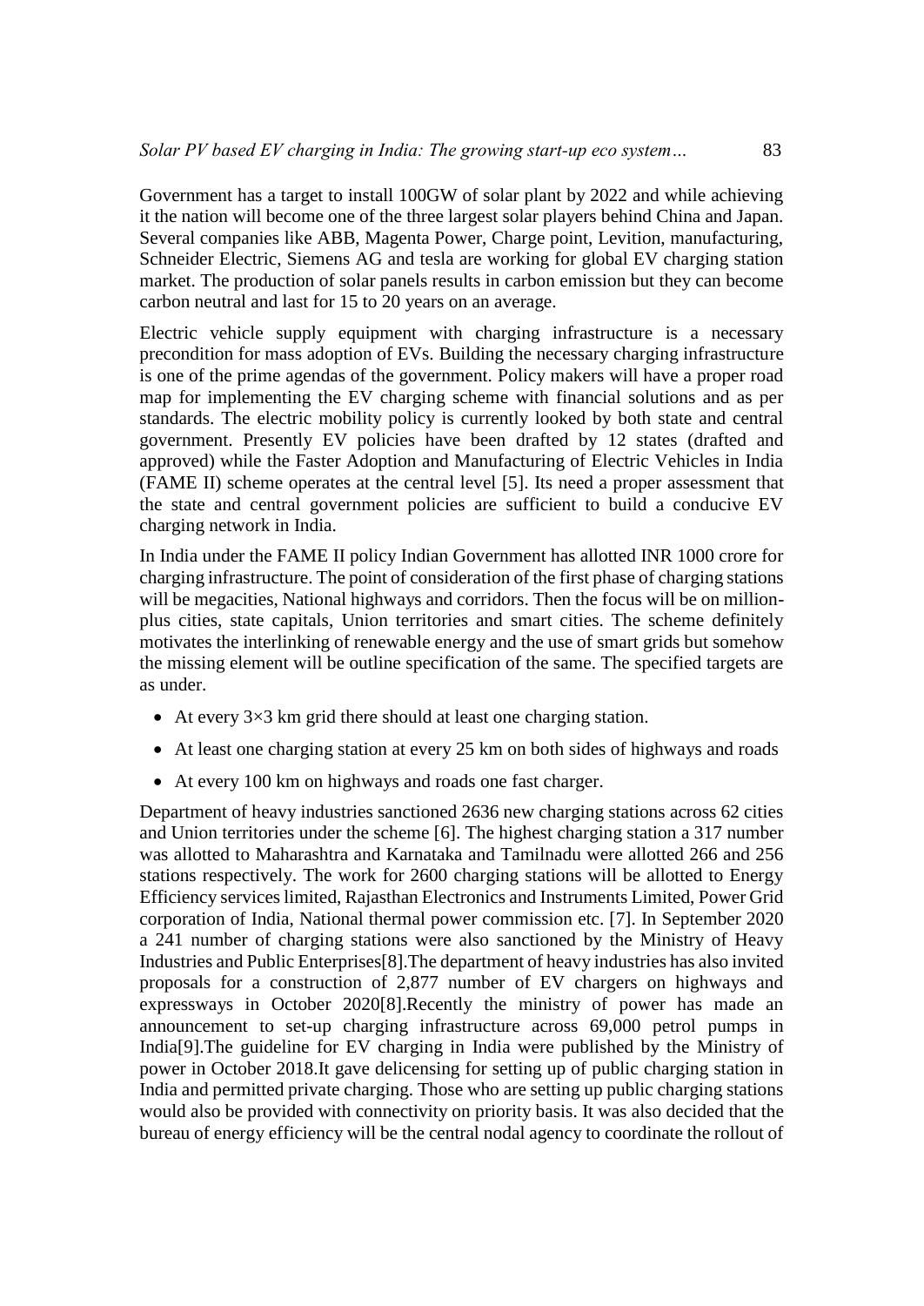Government has a target to install 100GW of solar plant by 2022 and while achieving it the nation will become one of the three largest solar players behind China and Japan. Several companies like ABB, Magenta Power, Charge point, Levition, manufacturing, Schneider Electric, Siemens AG and tesla are working for global EV charging station market. The production of solar panels results in carbon emission but they can become carbon neutral and last for 15 to 20 years on an average.

Electric vehicle supply equipment with charging infrastructure is a necessary precondition for mass adoption of EVs. Building the necessary charging infrastructure is one of the prime agendas of the government. Policy makers will have a proper road map for implementing the EV charging scheme with financial solutions and as per standards. The electric mobility policy is currently looked by both state and central government. Presently EV policies have been drafted by 12 states (drafted and approved) while the Faster Adoption and Manufacturing of Electric Vehicles in India (FAME II) scheme operates at the central level [5]. Its need a proper assessment that the state and central government policies are sufficient to build a conducive EV charging network in India.

In India under the FAME II policy Indian Government has allotted INR 1000 crore for charging infrastructure. The point of consideration of the first phase of charging stations will be megacities, National highways and corridors. Then the focus will be on million-plus cities, state capitals, Union territories and smart cities. The scheme definitely motivates the interlinking of renewable energy and the use of smart grids but somehow the missing element will be outline specification of the same. The specified targets are as under.

- At every 3×3 km grid there should at least one charging station.
- At least one charging station at every 25 km on both sides of highways and roads
- At every 100 km on highways and roads one fast charger.

Department of heavy industries sanctioned 2636 new charging stations across 62 cities and Union territories under the scheme [6]. The highest charging station a 317 number was allotted to Maharashtra and Karnataka and Tamilnadu were allotted 266 and 256 stations respectively. The work for 2600 charging stations will be allotted to Energy Efficiency services limited, Rajasthan Electronics and Instruments Limited, Power Grid corporation of India, National thermal power commission etc. [7]. In September 2020 a 241 number of charging stations were also sanctioned by the Ministry of Heavy Industries and Public Enterprises[8].The department of heavy industries has also invited proposals for a construction of 2,877 number of EV chargers on highways and expressways in October 2020[8].Recently the ministry of power has made an announcement to set-up charging infrastructure across 69,000 petrol pumps in India[9].The guideline for EV charging in India were published by the Ministry of power in October 2018.It gave delicensing for setting up of public charging station in India and permitted private charging. Those who are setting up public charging stations would also be provided with connectivity on priority basis. It was also decided that the bureau of energy efficiency will be the central nodal agency to coordinate the rollout of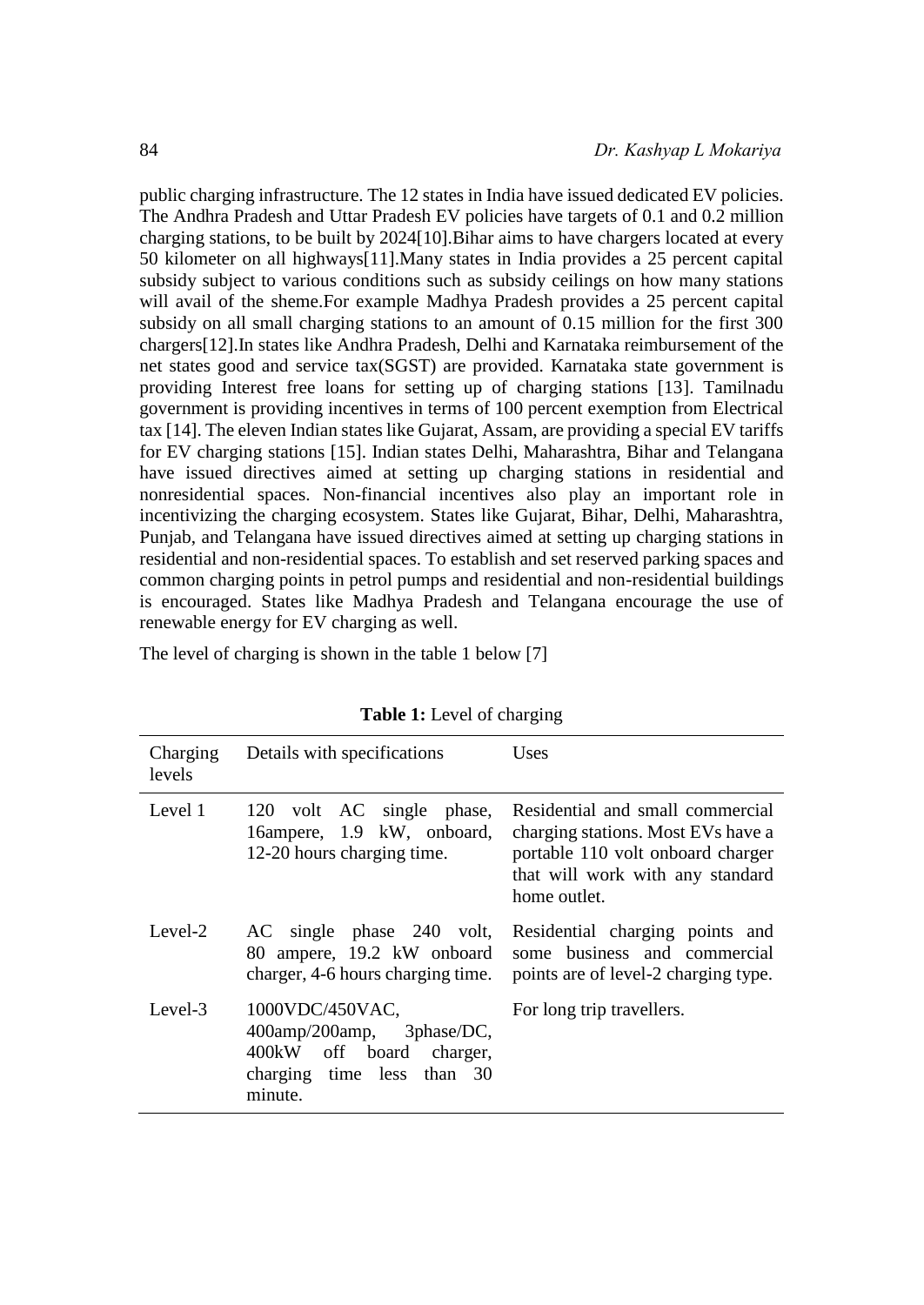public charging infrastructure. The 12 states in India have issued dedicated EV policies. The Andhra Pradesh and Uttar Pradesh EV policies have targets of 0.1 and 0.2 million charging stations, to be built by 2024[10].Bihar aims to have chargers located at every 50 kilometer on all highways[11].Many states in India provides a 25 percent capital subsidy subject to various conditions such as subsidy ceilings on how many stations will avail of the sheme.For example Madhya Pradesh provides a 25 percent capital subsidy on all small charging stations to an amount of 0.15 million for the first 300 chargers[12].In states like Andhra Pradesh, Delhi and Karnataka reimbursement of the net states good and service tax(SGST) are provided. Karnataka state government is providing Interest free loans for setting up of charging stations [13]. Tamilnadu government is providing incentives in terms of 100 percent exemption from Electrical tax [14]. The eleven Indian states like Gujarat, Assam, are providing a special EV tariffs for EV charging stations [15]. Indian states Delhi, Maharashtra, Bihar and Telangana have issued directives aimed at setting up charging stations in residential and nonresidential spaces. Non-financial incentives also play an important role in incentivizing the charging ecosystem. States like Gujarat, Bihar, Delhi, Maharashtra, Punjab, and Telangana have issued directives aimed at setting up charging stations in residential and non-residential spaces. To establish and set reserved parking spaces and common charging points in petrol pumps and residential and non-residential buildings is encouraged. States like Madhya Pradesh and Telangana encourage the use of renewable energy for EV charging as well.

The level of charging is shown in the table 1 below [7]

**Table 1:** Level of charging

| Charging levels | Details with specifications | Uses |
|---|---|---|
| Level 1 | 120 volt AC single phase, 16ampere, 1.9 kW, onboard, 12-20 hours charging time. | Residential and small commercial charging stations. Most EVs have a portable 110 volt onboard charger that will work with any standard home outlet. |
| Level-2 | AC single phase 240 volt, 80 ampere, 19.2 kW onboard charger, 4-6 hours charging time. | Residential charging points and some business and commercial points are of level-2 charging type. |
| Level-3 | 1000VDC/450VAC, 400amp/200amp, 3phase/DC, 400kW off board charger, charging time less than 30 minute. | For long trip travellers. |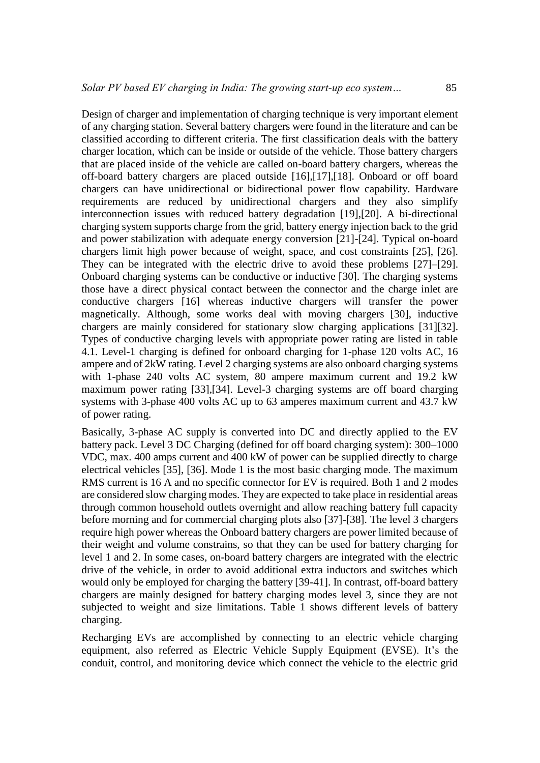Design of charger and implementation of charging technique is very important element of any charging station. Several battery chargers were found in the literature and can be classified according to different criteria. The first classification deals with the battery charger location, which can be inside or outside of the vehicle. Those battery chargers that are placed inside of the vehicle are called on-board battery chargers, whereas the off-board battery chargers are placed outside [16],[17],[18]. Onboard or off board chargers can have unidirectional or bidirectional power flow capability. Hardware requirements are reduced by unidirectional chargers and they also simplify interconnection issues with reduced battery degradation [19],[20]. A bi-directional charging system supports charge from the grid, battery energy injection back to the grid and power stabilization with adequate energy conversion [21]-[24]. Typical on-board chargers limit high power because of weight, space, and cost constraints [25], [26]. They can be integrated with the electric drive to avoid these problems [27]–[29]. Onboard charging systems can be conductive or inductive [30]. The charging systems those have a direct physical contact between the connector and the charge inlet are conductive chargers [16] whereas inductive chargers will transfer the power magnetically. Although, some works deal with moving chargers [30], inductive chargers are mainly considered for stationary slow charging applications [31][32]. Types of conductive charging levels with appropriate power rating are listed in table 4.1. Level-1 charging is defined for onboard charging for 1-phase 120 volts AC, 16 ampere and of 2kW rating. Level 2 charging systems are also onboard charging systems with 1-phase 240 volts AC system, 80 ampere maximum current and 19.2 kW maximum power rating [33],[34]. Level-3 charging systems are off board charging systems with 3-phase 400 volts AC up to 63 amperes maximum current and 43.7 kW of power rating.

Basically, 3-phase AC supply is converted into DC and directly applied to the EV battery pack. Level 3 DC Charging (defined for off board charging system): 300–1000 VDC, max. 400 amps current and 400 kW of power can be supplied directly to charge electrical vehicles [35], [36]. Mode 1 is the most basic charging mode. The maximum RMS current is 16 A and no specific connector for EV is required. Both 1 and 2 modes are considered slow charging modes. They are expected to take place in residential areas through common household outlets overnight and allow reaching battery full capacity before morning and for commercial charging plots also [37]-[38]. The level 3 chargers require high power whereas the Onboard battery chargers are power limited because of their weight and volume constrains, so that they can be used for battery charging for level 1 and 2. In some cases, on-board battery chargers are integrated with the electric drive of the vehicle, in order to avoid additional extra inductors and switches which would only be employed for charging the battery [39-41]. In contrast, off-board battery chargers are mainly designed for battery charging modes level 3, since they are not subjected to weight and size limitations. Table 1 shows different levels of battery charging.

Recharging EVs are accomplished by connecting to an electric vehicle charging equipment, also referred as Electric Vehicle Supply Equipment (EVSE). It's the conduit, control, and monitoring device which connect the vehicle to the electric grid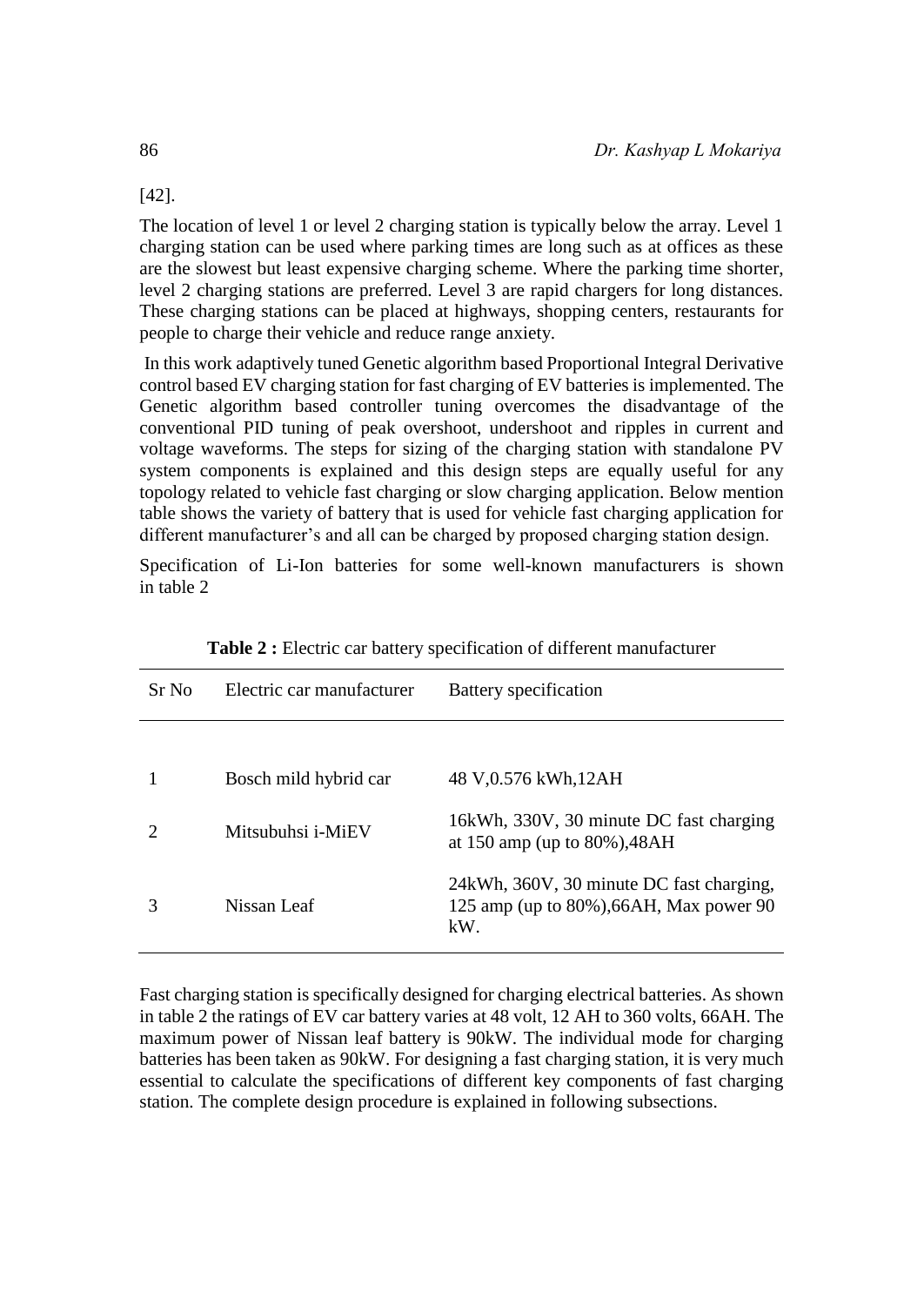[42].

The location of level 1 or level 2 charging station is typically below the array. Level 1 charging station can be used where parking times are long such as at offices as these are the slowest but least expensive charging scheme. Where the parking time shorter, level 2 charging stations are preferred. Level 3 are rapid chargers for long distances. These charging stations can be placed at highways, shopping centers, restaurants for people to charge their vehicle and reduce range anxiety.

In this work adaptively tuned Genetic algorithm based Proportional Integral Derivative control based EV charging station for fast charging of EV batteries is implemented. The Genetic algorithm based controller tuning overcomes the disadvantage of the conventional PID tuning of peak overshoot, undershoot and ripples in current and voltage waveforms. The steps for sizing of the charging station with standalone PV system components is explained and this design steps are equally useful for any topology related to vehicle fast charging or slow charging application. Below mention table shows the variety of battery that is used for vehicle fast charging application for different manufacturer's and all can be charged by proposed charging station design.

Specification of Li-Ion batteries for some well-known manufacturers is shown in table 2

**Table 2 :** Electric car battery specification of different manufacturer

| Sr No | Electric car manufacturer | Battery specification |
|---|---|---|
| 1 | Bosch mild hybrid car | 48 V,0.576 kWh,12AH |
| 2 | Mitsubuhsi i-MiEV | 16kWh, 330V, 30 minute DC fast charging at 150 amp (up to 80%),48AH |
| 3 | Nissan Leaf | 24kWh, 360V, 30 minute DC fast charging, 125 amp (up to 80%),66AH, Max power 90 kW. |

Fast charging station is specifically designed for charging electrical batteries. As shown in table 2 the ratings of EV car battery varies at 48 volt, 12 AH to 360 volts, 66AH. The maximum power of Nissan leaf battery is 90kW. The individual mode for charging batteries has been taken as 90kW. For designing a fast charging station, it is very much essential to calculate the specifications of different key components of fast charging station. The complete design procedure is explained in following subsections.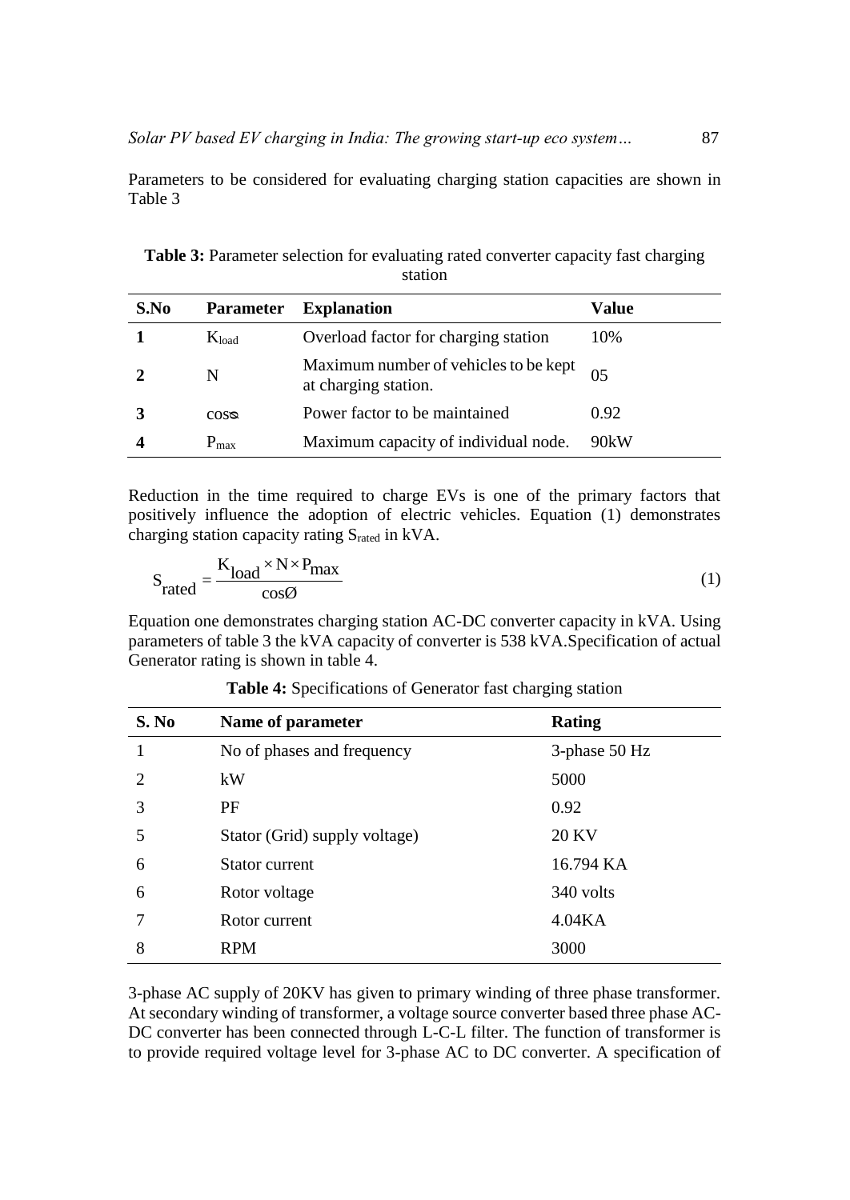Parameters to be considered for evaluating charging station capacities are shown in Table 3

**Table 3:** Parameter selection for evaluating rated converter capacity fast charging station

| S.No | Parameter | Explanation | Value |
|---|---|---|---|
| **1** | $K_{load}$ | Overload factor for charging station | 10% |
| **2** | N | Maximum number of vehicles to be kept at charging station. | 05 |
| **3** | $\cos\varphi$ | Power factor to be maintained | 0.92 |
| **4** | $P_{max}$ | Maximum capacity of individual node. | 90kW |

Reduction in the time required to charge EVs is one of the primary factors that positively influence the adoption of electric vehicles. Equation (1) demonstrates charging station capacity rating $S_{rated}$ in kVA.

$$S_{rated} = \frac{K_{load} \times N \times P_{max}}{\cos\varnothing} \tag{1}$$

Equation one demonstrates charging station AC-DC converter capacity in kVA. Using parameters of table 3 the kVA capacity of converter is 538 kVA.Specification of actual Generator rating is shown in table 4.

**Table 4:** Specifications of Generator fast charging station

| S. No | Name of parameter | Rating |
|---|---|---|
| 1 | No of phases and frequency | 3-phase 50 Hz |
| 2 | kW | 5000 |
| 3 | PF | 0.92 |
| 5 | Stator (Grid) supply voltage) | 20 KV |
| 6 | Stator current | 16.794 KA |
| 6 | Rotor voltage | 340 volts |
| 7 | Rotor current | 4.04KA |
| 8 | RPM | 3000 |

3-phase AC supply of 20KV has given to primary winding of three phase transformer. At secondary winding of transformer, a voltage source converter based three phase AC-DC converter has been connected through L-C-L filter. The function of transformer is to provide required voltage level for 3-phase AC to DC converter. A specification of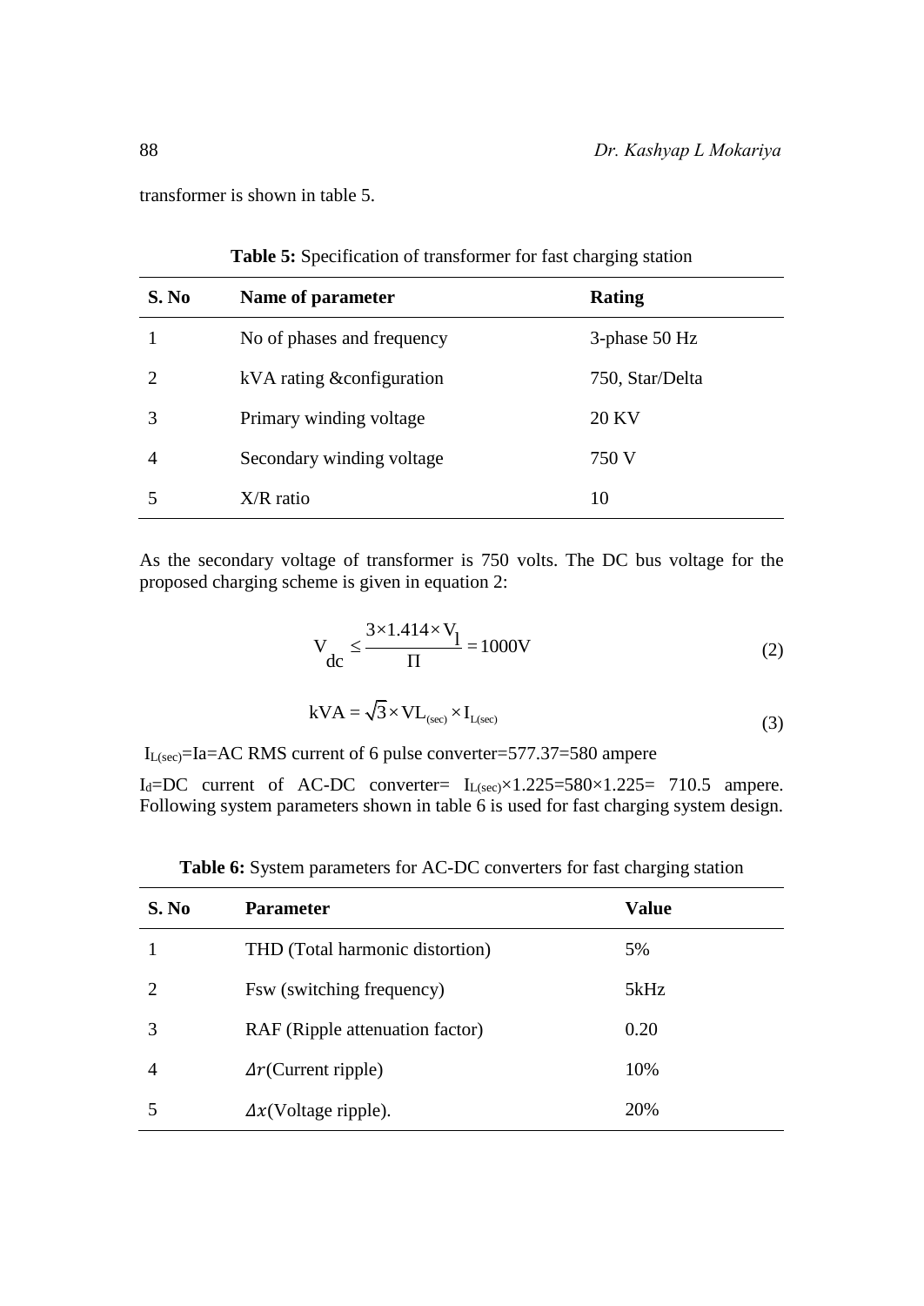transformer is shown in table 5.

**Table 5:** Specification of transformer for fast charging station

| S. No | Name of parameter | Rating |
|---|---|---|
| 1 | No of phases and frequency | 3-phase 50 Hz |
| 2 | kVA rating &configuration | 750, Star/Delta |
| 3 | Primary winding voltage | 20 KV |
| 4 | Secondary winding voltage | 750 V |
| 5 | X/R ratio | 10 |

As the secondary voltage of transformer is 750 volts. The DC bus voltage for the proposed charging scheme is given in equation 2:

$$V_{dc} \leq \frac{3\times1.414\times V_l}{\Pi} = 1000\text{V} \tag{2}$$

$$\text{kVA} = \sqrt{3}\times \text{VL}_{(sec)} \times \text{I}_{L(sec)} \tag{3}$$

$I_{L(sec)}$=Ia=AC RMS current of 6 pulse converter=577.37=580 ampere

$I_d$=DC current of AC-DC converter= $I_{L(sec)}\times1.225=580\times1.225=$ 710.5 ampere. Following system parameters shown in table 6 is used for fast charging system design.

**Table 6:** System parameters for AC-DC converters for fast charging station

| S. No | Parameter | Value |
|---|---|---|
| 1 | THD (Total harmonic distortion) | 5% |
| 2 | Fsw (switching frequency) | 5kHz |
| 3 | RAF (Ripple attenuation factor) | 0.20 |
| 4 | $\Delta r$(Current ripple) | 10% |
| 5 | $\Delta x$(Voltage ripple). | 20% |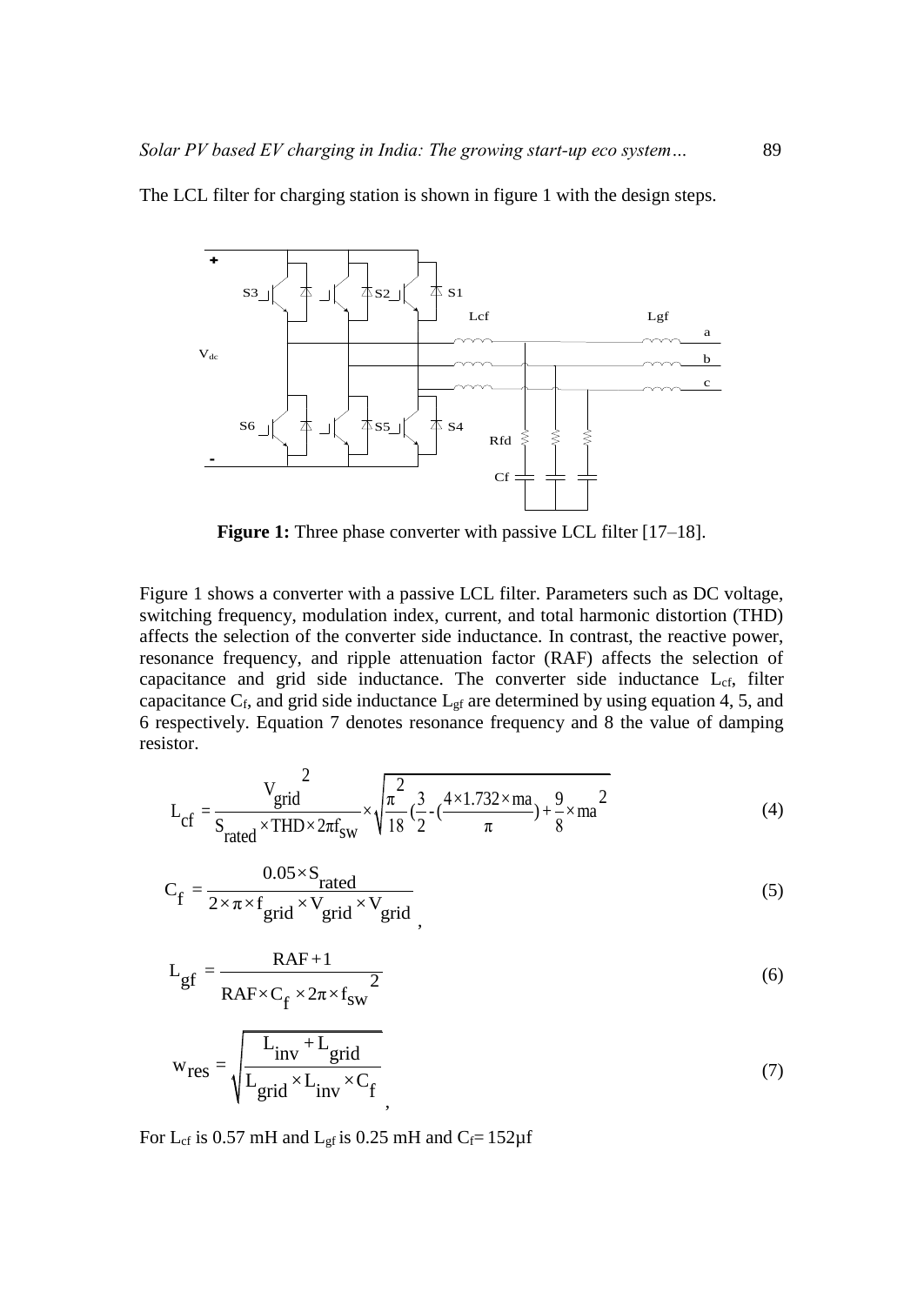The LCL filter for charging station is shown in figure 1 with the design steps.

**Figure 1:** Three phase converter with passive LCL filter [17–18].

Figure 1 shows a converter with a passive LCL filter. Parameters such as DC voltage, switching frequency, modulation index, current, and total harmonic distortion (THD) affects the selection of the converter side inductance. In contrast, the reactive power, resonance frequency, and ripple attenuation factor (RAF) affects the selection of capacitance and grid side inductance. The converter side inductance $L_{cf}$, filter capacitance $C_f$, and grid side inductance $L_{gf}$ are determined by using equation 4, 5, and 6 respectively. Equation 7 denotes resonance frequency and 8 the value of damping resistor.

$$L_{cf} = \frac{V_{grid}^{2}}{S_{rated} \times THD \times 2\pi f_{sw}} \times \sqrt{\frac{\pi^{2}}{18}\left(\frac{3}{2} - \left(\frac{4 \times 1.732 \times ma}{\pi}\right) + \frac{9}{8} \times ma^{2}\right)} \tag{4}$$

$$C_f = \frac{0.05 \times S_{rated}}{2 \times \pi \times f_{grid} \times V_{grid} \times V_{grid}}, \tag{5}$$

$$L_{gf} = \frac{RAF + 1}{RAF \times C_f \times 2\pi \times f_{sw}^{2}} \tag{6}$$

$$w_{res} = \sqrt{\frac{L_{inv} + L_{grid}}{L_{grid} \times L_{inv} \times C_f}}, \tag{7}$$

For $L_{cf}$ is 0.57 mH and $L_{gf}$ is 0.25 mH and $C_f = 152\mu f$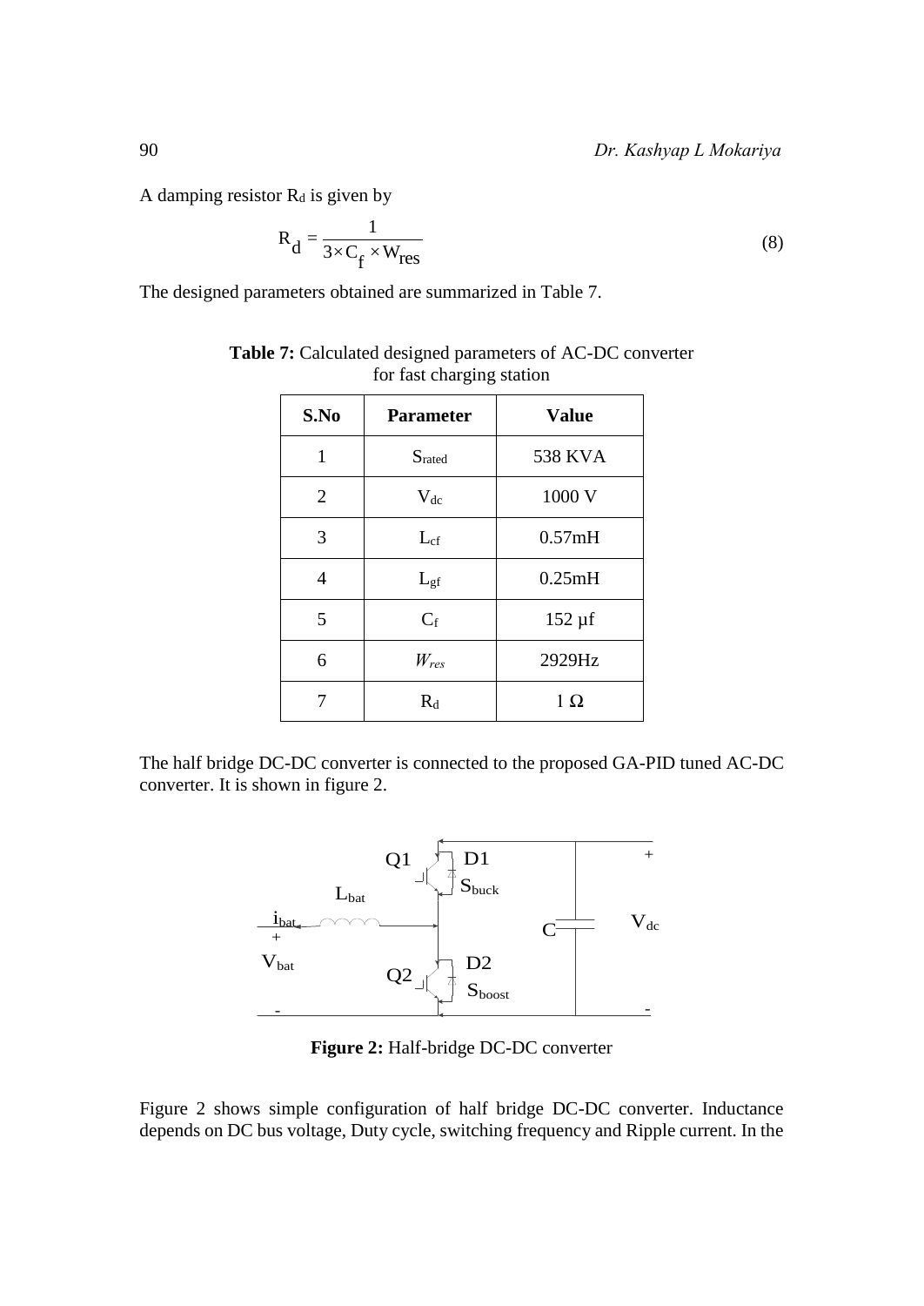A damping resistor $R_d$ is given by

$$R_d = \frac{1}{3 \times C_f \times W_{res}} \tag{8}$$

The designed parameters obtained are summarized in Table 7.

**Table 7:** Calculated designed parameters of AC-DC converter for fast charging station

| S.No | Parameter | Value |
|---|---|---|
| 1 | $S_{rated}$ | 538 KVA |
| 2 | $V_{dc}$ | 1000 V |
| 3 | $L_{cf}$ | 0.57mH |
| 4 | $L_{gf}$ | 0.25mH |
| 5 | $C_f$ | 152 μf |
| 6 | $W_{res}$ | 2929Hz |
| 7 | $R_d$ | 1 Ω |

The half bridge DC-DC converter is connected to the proposed GA-PID tuned AC-DC converter. It is shown in figure 2.

**Figure 2:** Half-bridge DC-DC converter

Figure 2 shows simple configuration of half bridge DC-DC converter. Inductance depends on DC bus voltage, Duty cycle, switching frequency and Ripple current. In the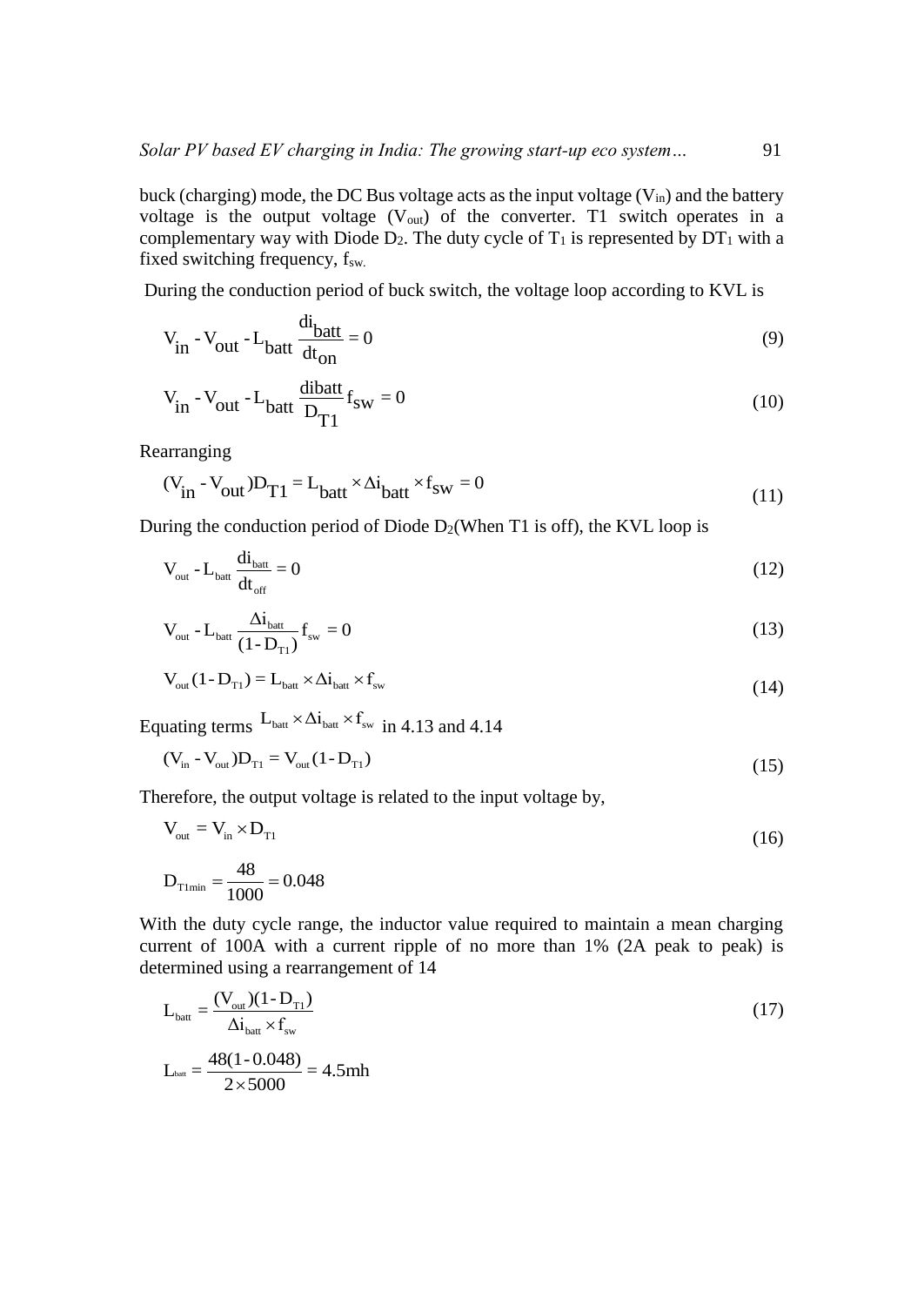buck (charging) mode, the DC Bus voltage acts as the input voltage ($V_{in}$) and the battery voltage is the output voltage ($V_{out}$) of the converter. T1 switch operates in a complementary way with Diode $D_2$. The duty cycle of $T_1$ is represented by $DT_1$ with a fixed switching frequency, $f_{sw.}$

During the conduction period of buck switch, the voltage loop according to KVL is

$$V_{in} - V_{out} - L_{batt}\frac{di_{batt}}{dt_{on}} = 0 \tag{9}$$

$$V_{in} - V_{out} - L_{batt}\frac{dibatt}{D_{T1}}f_{sw} = 0 \tag{10}$$

Rearranging

$$(V_{in} - V_{out})D_{T1} = L_{batt} \times \Delta i_{batt} \times f_{sw} = 0 \tag{11}$$

During the conduction period of Diode $D_2$(When T1 is off), the KVL loop is

$$V_{out} - L_{batt}\frac{di_{batt}}{dt_{off}} = 0 \tag{12}$$

$$V_{out} - L_{batt}\frac{\Delta i_{batt}}{(1 - D_{T1})}f_{sw} = 0 \tag{13}$$

$$V_{out}(1 - D_{T1}) = L_{batt} \times \Delta i_{batt} \times f_{sw} \tag{14}$$

Equating terms $L_{batt} \times \Delta i_{batt} \times f_{sw}$ in 4.13 and 4.14

$$(V_{in} - V_{out})D_{T1} = V_{out}(1 - D_{T1}) \tag{15}$$

Therefore, the output voltage is related to the input voltage by,

$$V_{out} = V_{in} \times D_{T1} \tag{16}$$

$$D_{T1min} = \frac{48}{1000} = 0.048$$

With the duty cycle range, the inductor value required to maintain a mean charging current of 100A with a current ripple of no more than 1% (2A peak to peak) is determined using a rearrangement of 14

$$L_{batt} = \frac{(V_{out})(1 - D_{T1})}{\Delta i_{batt} \times f_{sw}} \tag{17}$$

$$L_{batt} = \frac{48(1 - 0.048)}{2 \times 5000} = 4.5mh$$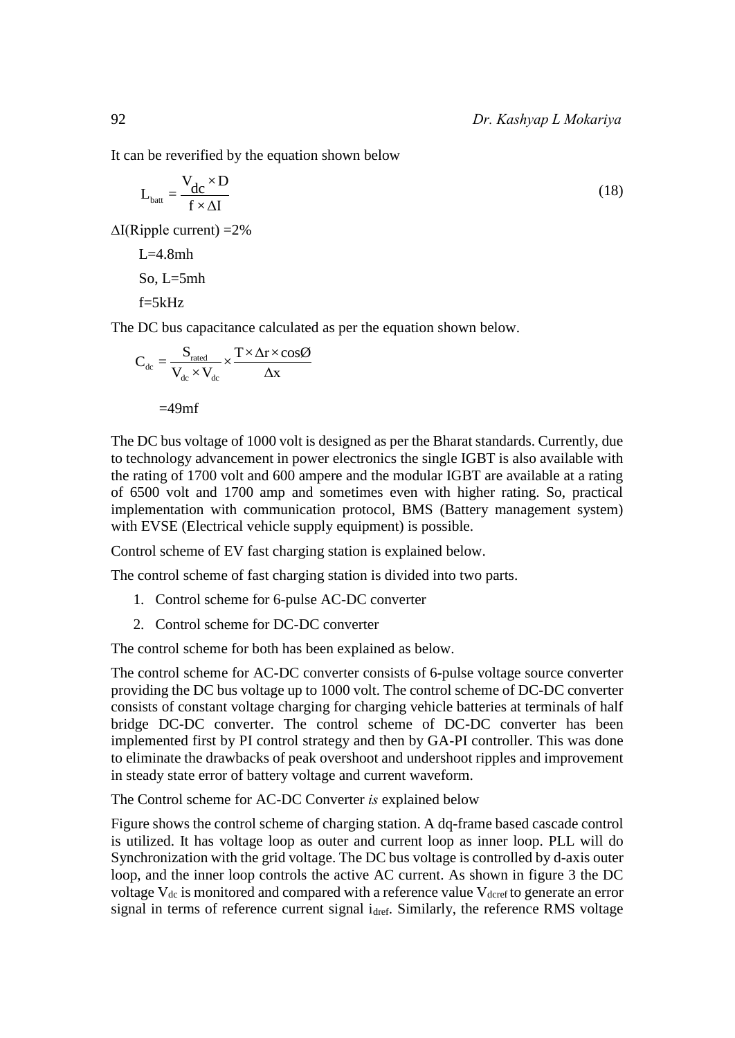It can be reverified by the equation shown below

$$L_{batt} = \frac{V_{dc} \times D}{f \times \Delta I} \tag{18}$$

$\Delta I$(Ripple current) =2%

L=4.8mh

So, L=5mh

f=5kHz

The DC bus capacitance calculated as per the equation shown below.

$$C_{dc} = \frac{S_{rated}}{V_{dc} \times V_{dc}} \times \frac{T \times \Delta r \times \cos\text{Ø}}{\Delta x}$$

=49mf

The DC bus voltage of 1000 volt is designed as per the Bharat standards. Currently, due to technology advancement in power electronics the single IGBT is also available with the rating of 1700 volt and 600 ampere and the modular IGBT are available at a rating of 6500 volt and 1700 amp and sometimes even with higher rating. So, practical implementation with communication protocol, BMS (Battery management system) with EVSE (Electrical vehicle supply equipment) is possible.

Control scheme of EV fast charging station is explained below.

The control scheme of fast charging station is divided into two parts.

1. Control scheme for 6-pulse AC-DC converter
2. Control scheme for DC-DC converter

The control scheme for both has been explained as below.

The control scheme for AC-DC converter consists of 6-pulse voltage source converter providing the DC bus voltage up to 1000 volt. The control scheme of DC-DC converter consists of constant voltage charging for charging vehicle batteries at terminals of half bridge DC-DC converter. The control scheme of DC-DC converter has been implemented first by PI control strategy and then by GA-PI controller. This was done to eliminate the drawbacks of peak overshoot and undershoot ripples and improvement in steady state error of battery voltage and current waveform.

The Control scheme for AC-DC Converter *is* explained below

Figure shows the control scheme of charging station. A dq-frame based cascade control is utilized. It has voltage loop as outer and current loop as inner loop. PLL will do Synchronization with the grid voltage. The DC bus voltage is controlled by d-axis outer loop, and the inner loop controls the active AC current. As shown in figure 3 the DC voltage $V_{dc}$ is monitored and compared with a reference value $V_{dcref}$ to generate an error signal in terms of reference current signal $i_{dref}$. Similarly, the reference RMS voltage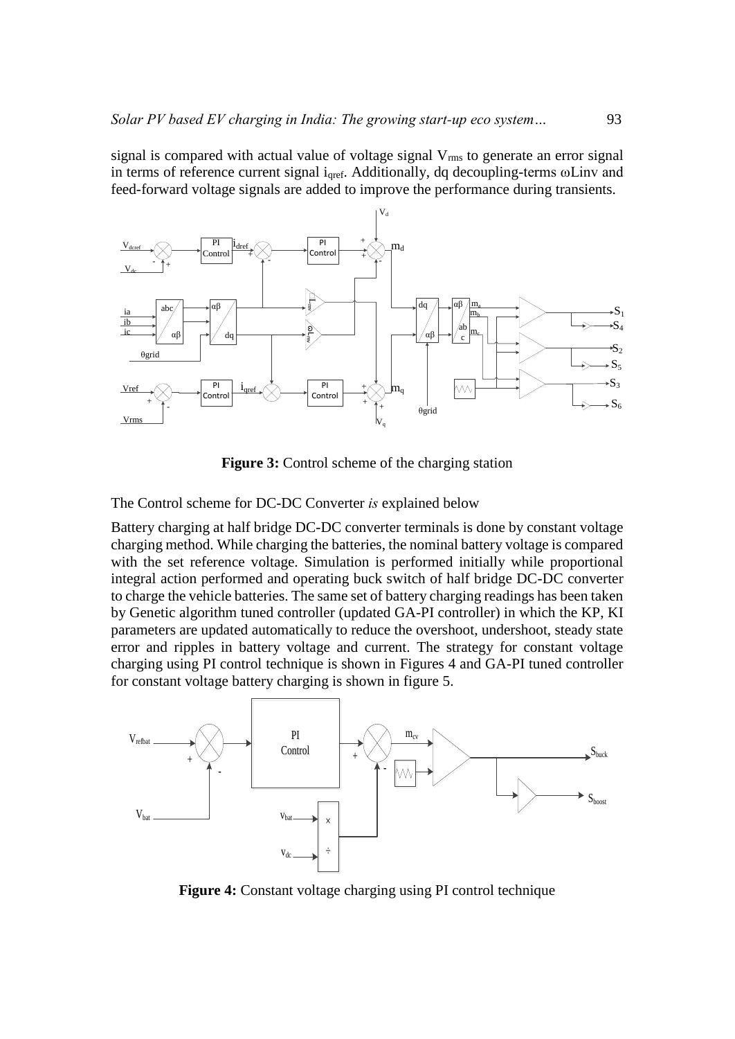signal is compared with actual value of voltage signal $V_{rms}$ to generate an error signal in terms of reference current signal $i_{qref}$. Additionally, dq decoupling-terms ωLinv and feed-forward voltage signals are added to improve the performance during transients.

**Figure 3:** Control scheme of the charging station

The Control scheme for DC-DC Converter *is* explained below

Battery charging at half bridge DC-DC converter terminals is done by constant voltage charging method. While charging the batteries, the nominal battery voltage is compared with the set reference voltage. Simulation is performed initially while proportional integral action performed and operating buck switch of half bridge DC-DC converter to charge the vehicle batteries. The same set of battery charging readings has been taken by Genetic algorithm tuned controller (updated GA-PI controller) in which the KP, KI parameters are updated automatically to reduce the overshoot, undershoot, steady state error and ripples in battery voltage and current. The strategy for constant voltage charging using PI control technique is shown in Figures 4 and GA-PI tuned controller for constant voltage battery charging is shown in figure 5.

**Figure 4:** Constant voltage charging using PI control technique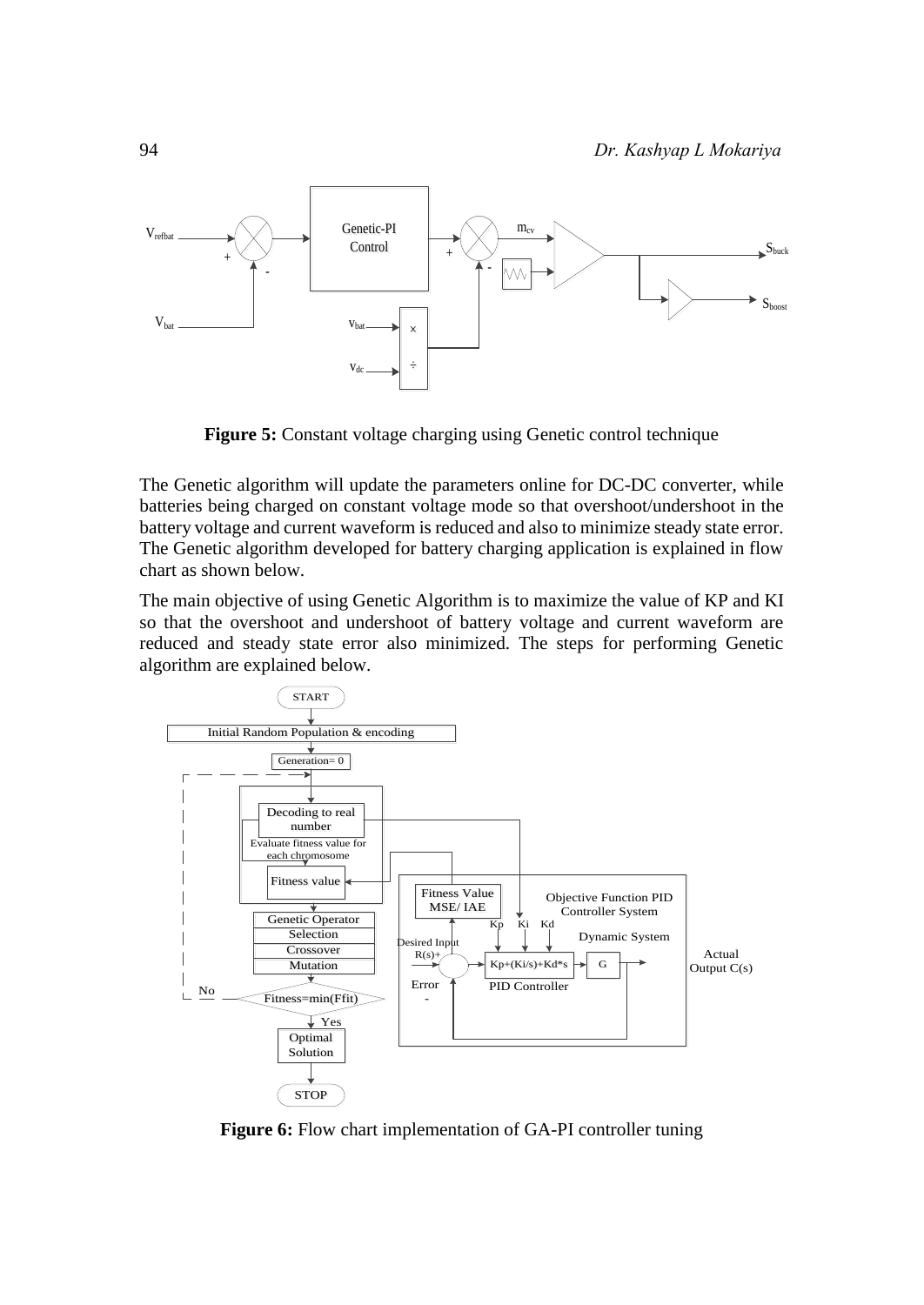**Figure 5:** Constant voltage charging using Genetic control technique

The Genetic algorithm will update the parameters online for DC-DC converter, while batteries being charged on constant voltage mode so that overshoot/undershoot in the battery voltage and current waveform is reduced and also to minimize steady state error. The Genetic algorithm developed for battery charging application is explained in flow chart as shown below.

The main objective of using Genetic Algorithm is to maximize the value of KP and KI so that the overshoot and undershoot of battery voltage and current waveform are reduced and steady state error also minimized. The steps for performing Genetic algorithm are explained below.

**Figure 6:** Flow chart implementation of GA-PI controller tuning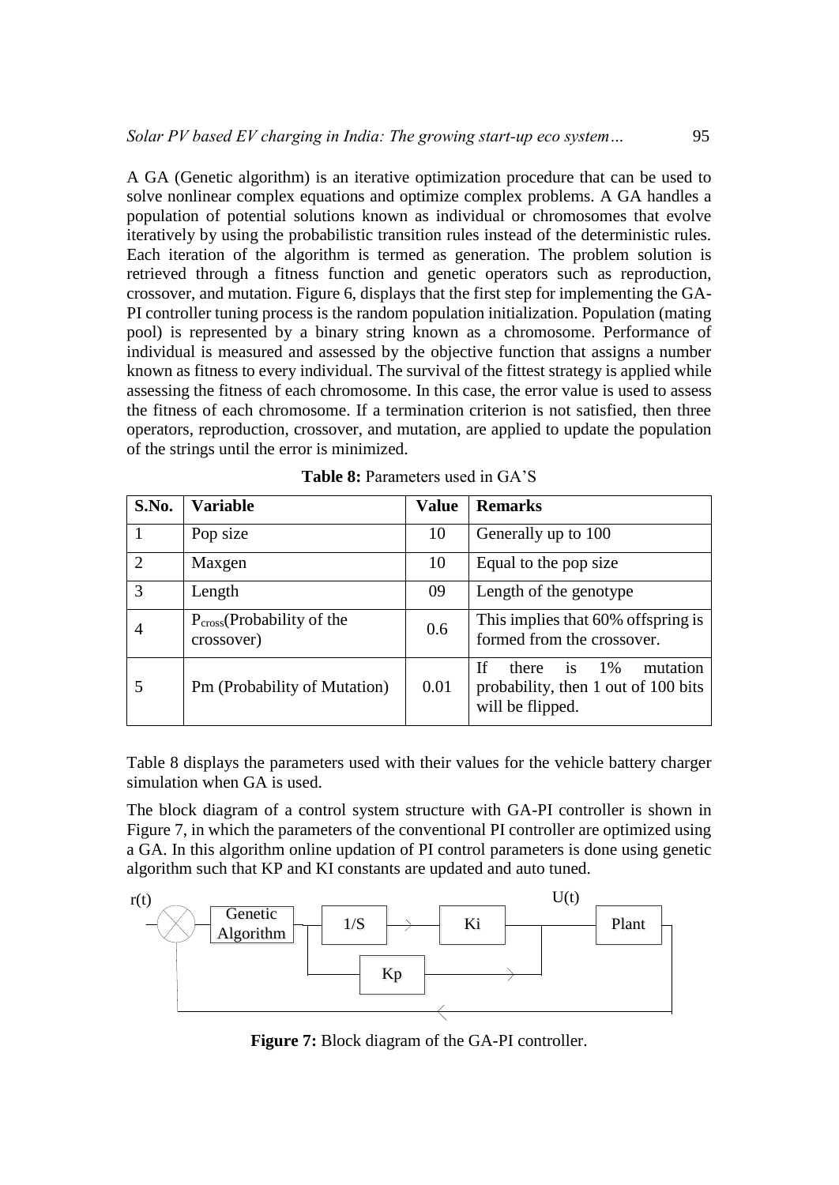A GA (Genetic algorithm) is an iterative optimization procedure that can be used to solve nonlinear complex equations and optimize complex problems. A GA handles a population of potential solutions known as individual or chromosomes that evolve iteratively by using the probabilistic transition rules instead of the deterministic rules. Each iteration of the algorithm is termed as generation. The problem solution is retrieved through a fitness function and genetic operators such as reproduction, crossover, and mutation. Figure 6, displays that the first step for implementing the GA-PI controller tuning process is the random population initialization. Population (mating pool) is represented by a binary string known as a chromosome. Performance of individual is measured and assessed by the objective function that assigns a number known as fitness to every individual. The survival of the fittest strategy is applied while assessing the fitness of each chromosome. In this case, the error value is used to assess the fitness of each chromosome. If a termination criterion is not satisfied, then three operators, reproduction, crossover, and mutation, are applied to update the population of the strings until the error is minimized.

**Table 8:** Parameters used in GA'S

| S.No. | Variable | Value | Remarks |
|---|---|---|---|
| 1 | Pop size | 10 | Generally up to 100 |
| 2 | Maxgen | 10 | Equal to the pop size |
| 3 | Length | 09 | Length of the genotype |
| 4 | $P_{cross}$(Probability of the crossover) | 0.6 | This implies that 60% offspring is formed from the crossover. |
| 5 | Pm (Probability of Mutation) | 0.01 | If there is 1% mutation probability, then 1 out of 100 bits will be flipped. |

Table 8 displays the parameters used with their values for the vehicle battery charger simulation when GA is used.

The block diagram of a control system structure with GA-PI controller is shown in Figure 7, in which the parameters of the conventional PI controller are optimized using a GA. In this algorithm online updation of PI control parameters is done using genetic algorithm such that KP and KI constants are updated and auto tuned.

r(t) — Genetic Algorithm — 1/S — Ki — U(t) — Plant; Kp

**Figure 7:** Block diagram of the GA-PI controller.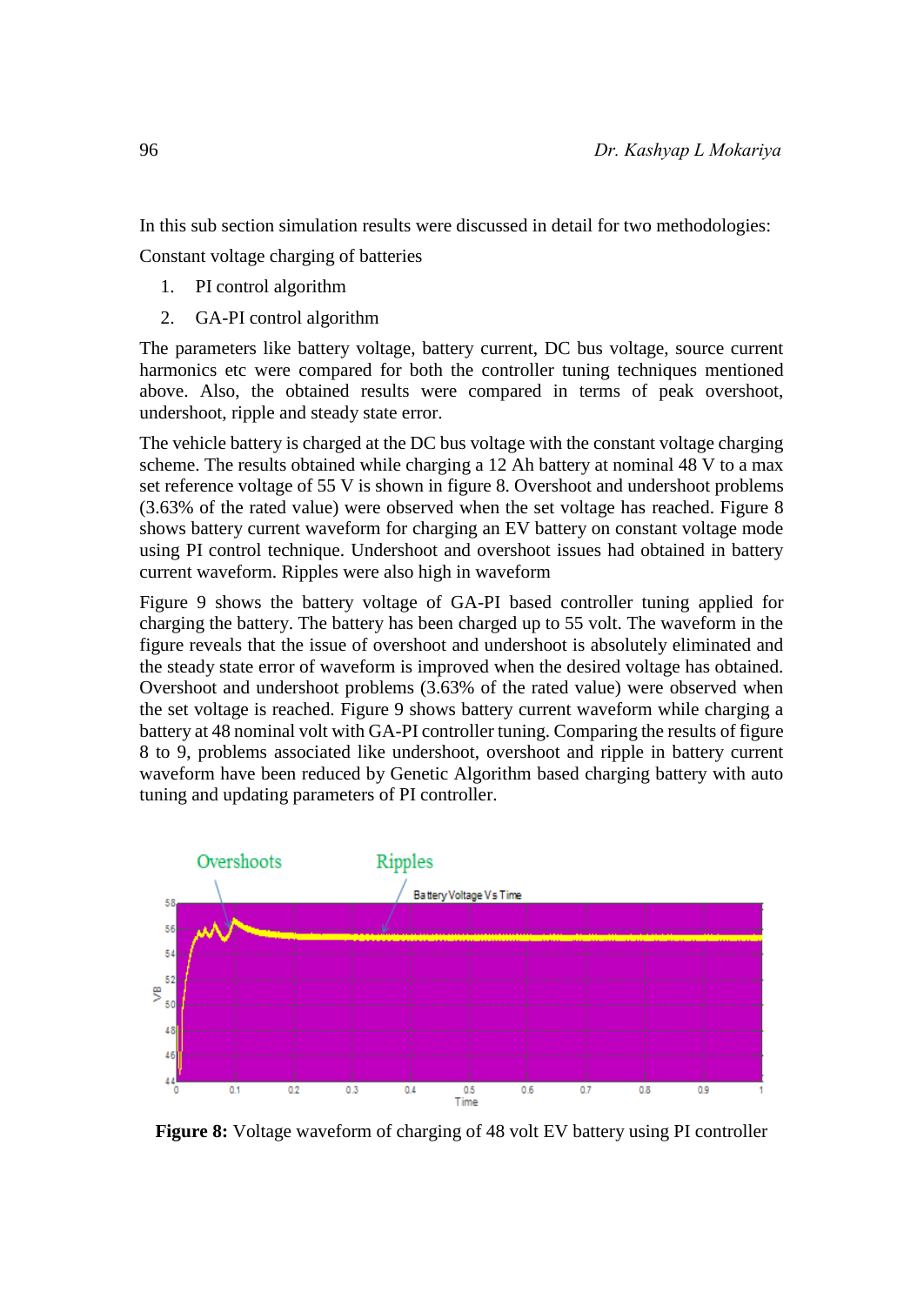In this sub section simulation results were discussed in detail for two methodologies:

Constant voltage charging of batteries

1. PI control algorithm
2. GA-PI control algorithm

The parameters like battery voltage, battery current, DC bus voltage, source current harmonics etc were compared for both the controller tuning techniques mentioned above. Also, the obtained results were compared in terms of peak overshoot, undershoot, ripple and steady state error.

The vehicle battery is charged at the DC bus voltage with the constant voltage charging scheme. The results obtained while charging a 12 Ah battery at nominal 48 V to a max set reference voltage of 55 V is shown in figure 8. Overshoot and undershoot problems (3.63% of the rated value) were observed when the set voltage has reached. Figure 8 shows battery current waveform for charging an EV battery on constant voltage mode using PI control technique. Undershoot and overshoot issues had obtained in battery current waveform. Ripples were also high in waveform

Figure 9 shows the battery voltage of GA-PI based controller tuning applied for charging the battery. The battery has been charged up to 55 volt. The waveform in the figure reveals that the issue of overshoot and undershoot is absolutely eliminated and the steady state error of waveform is improved when the desired voltage has obtained. Overshoot and undershoot problems (3.63% of the rated value) were observed when the set voltage is reached. Figure 9 shows battery current waveform while charging a battery at 48 nominal volt with GA-PI controller tuning. Comparing the results of figure 8 to 9, problems associated like undershoot, overshoot and ripple in battery current waveform have been reduced by Genetic Algorithm based charging battery with auto tuning and updating parameters of PI controller.

**Figure 8:** Voltage waveform of charging of 48 volt EV battery using PI controller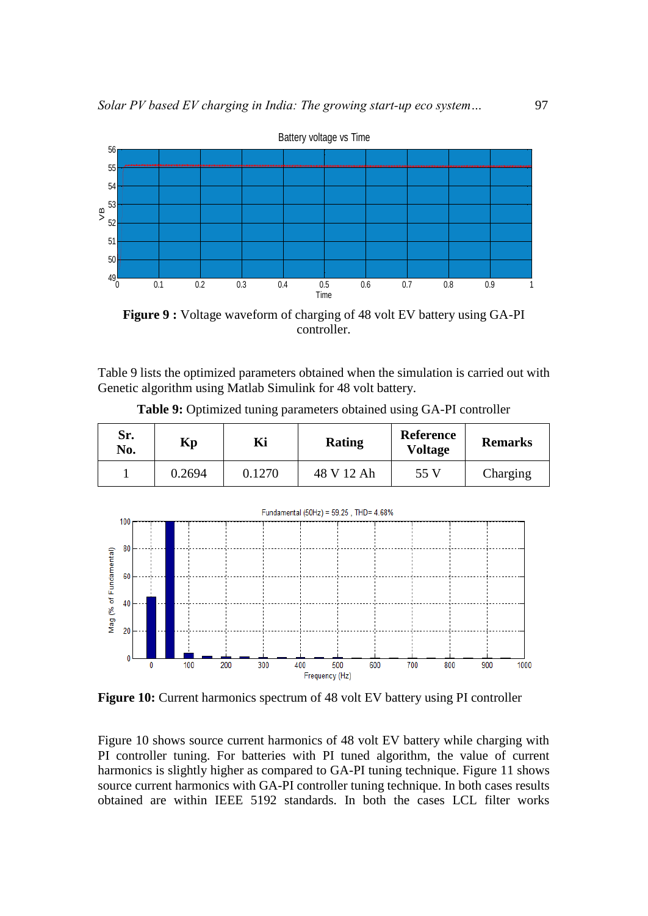**Figure 9 :** Voltage waveform of charging of 48 volt EV battery using GA-PI controller.

Table 9 lists the optimized parameters obtained when the simulation is carried out with Genetic algorithm using Matlab Simulink for 48 volt battery.

**Table 9:** Optimized tuning parameters obtained using GA-PI controller

| Sr. No. | Kp | Ki | Rating | Reference Voltage | Remarks |
|---|---|---|---|---|---|
| 1 | 0.2694 | 0.1270 | 48 V 12 Ah | 55 V | Charging |

**Figure 10:** Current harmonics spectrum of 48 volt EV battery using PI controller

Figure 10 shows source current harmonics of 48 volt EV battery while charging with PI controller tuning. For batteries with PI tuned algorithm, the value of current harmonics is slightly higher as compared to GA-PI tuning technique. Figure 11 shows source current harmonics with GA-PI controller tuning technique. In both cases results obtained are within IEEE 5192 standards. In both the cases LCL filter works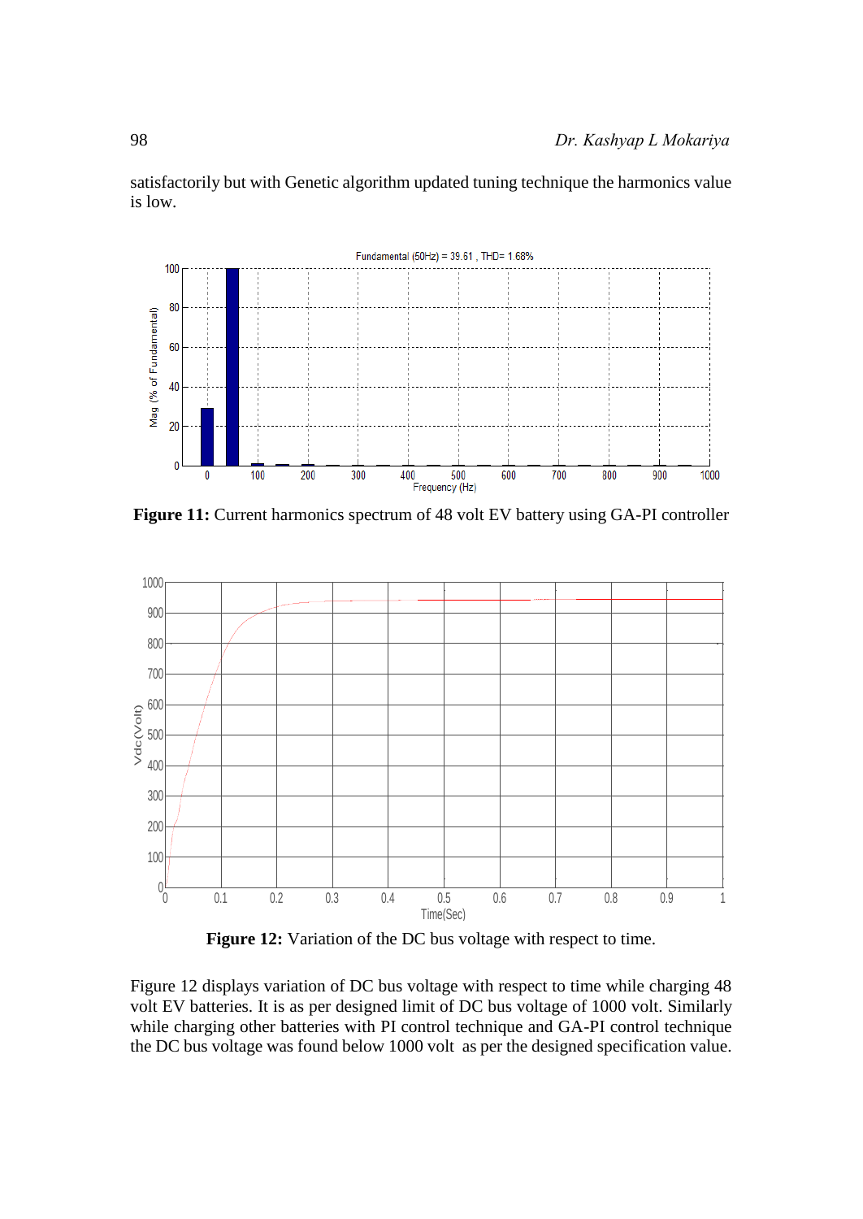satisfactorily but with Genetic algorithm updated tuning technique the harmonics value is low.

**Figure 11:** Current harmonics spectrum of 48 volt EV battery using GA-PI controller

**Figure 12:** Variation of the DC bus voltage with respect to time.

Figure 12 displays variation of DC bus voltage with respect to time while charging 48 volt EV batteries. It is as per designed limit of DC bus voltage of 1000 volt. Similarly while charging other batteries with PI control technique and GA-PI control technique the DC bus voltage was found below 1000 volt as per the designed specification value.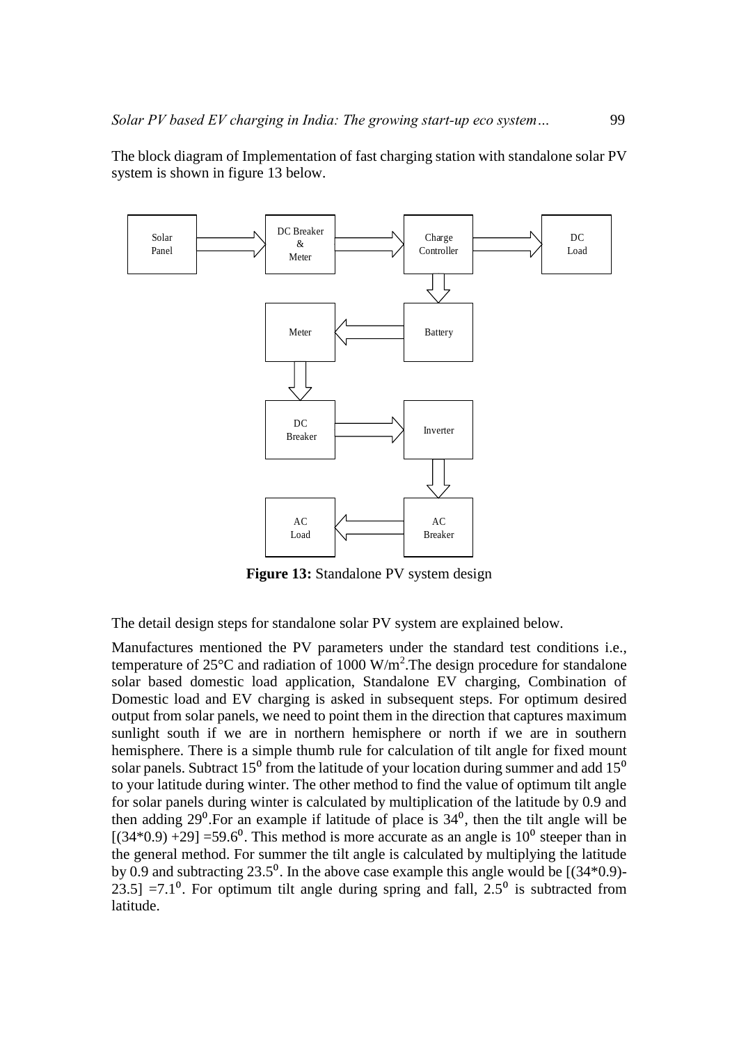The block diagram of Implementation of fast charging station with standalone solar PV system is shown in figure 13 below.

**Figure 13:** Standalone PV system design

The detail design steps for standalone solar PV system are explained below.

Manufactures mentioned the PV parameters under the standard test conditions i.e., temperature of 25°C and radiation of 1000 W/m$^2$.The design procedure for standalone solar based domestic load application, Standalone EV charging, Combination of Domestic load and EV charging is asked in subsequent steps. For optimum desired output from solar panels, we need to point them in the direction that captures maximum sunlight south if we are in northern hemisphere or north if we are in southern hemisphere. There is a simple thumb rule for calculation of tilt angle for fixed mount solar panels. Subtract $15^0$ from the latitude of your location during summer and add $15^0$ to your latitude during winter. The other method to find the value of optimum tilt angle for solar panels during winter is calculated by multiplication of the latitude by 0.9 and then adding $29^0$.For an example if latitude of place is $34^0$, then the tilt angle will be $[(34*0.9) +29] =59.6^0$. This method is more accurate as an angle is $10^0$ steeper than in the general method. For summer the tilt angle is calculated by multiplying the latitude by 0.9 and subtracting $23.5^0$. In the above case example this angle would be $[(34*0.9)-23.5] =7.1^0$. For optimum tilt angle during spring and fall, $2.5^0$ is subtracted from latitude.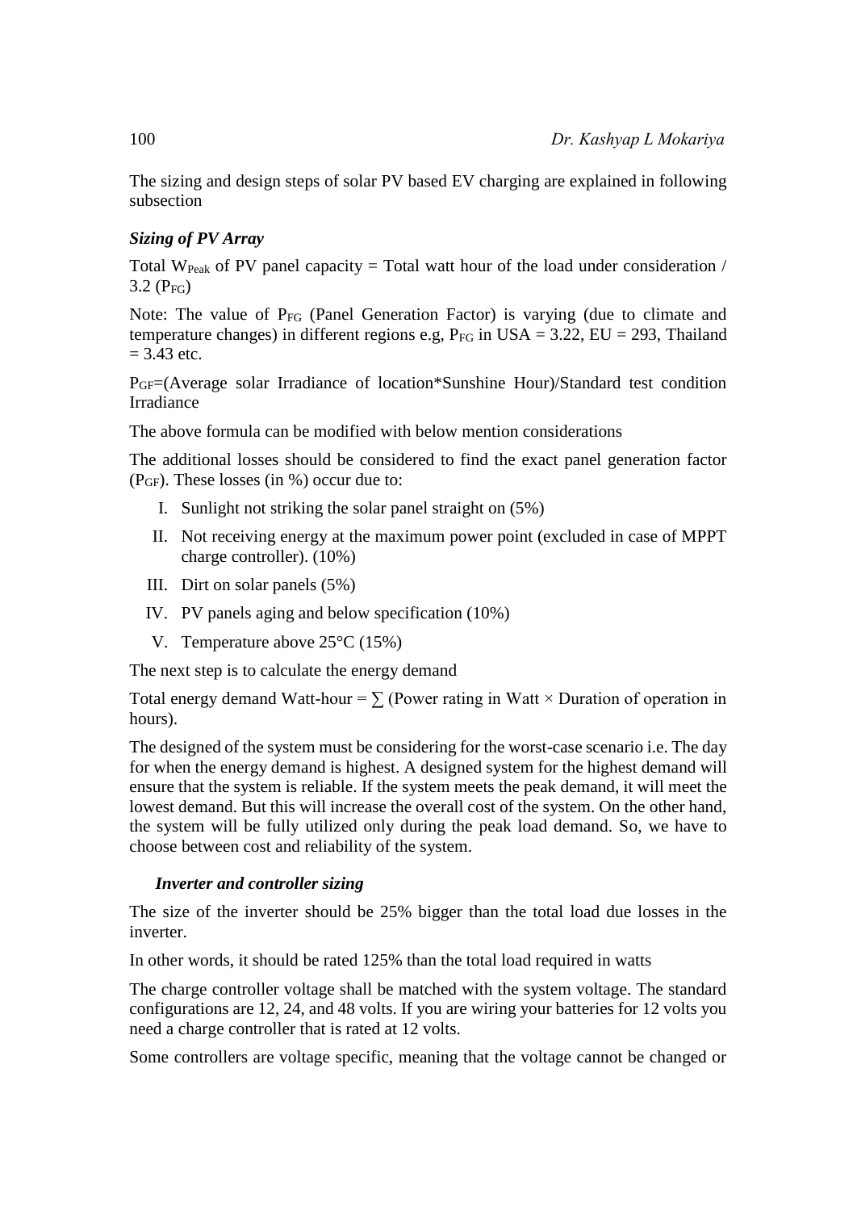The sizing and design steps of solar PV based EV charging are explained in following subsection

***Sizing of PV Array***

Total $W_{Peak}$ of PV panel capacity = Total watt hour of the load under consideration / 3.2 ($P_{FG}$)

Note: The value of $P_{FG}$ (Panel Generation Factor) is varying (due to climate and temperature changes) in different regions e.g, $P_{FG}$ in USA = 3.22, EU = 293, Thailand = 3.43 etc.

$P_{GF}$=(Average solar Irradiance of location*Sunshine Hour)/Standard test condition Irradiance

The above formula can be modified with below mention considerations

The additional losses should be considered to find the exact panel generation factor ($P_{GF}$). These losses (in %) occur due to:

I. Sunlight not striking the solar panel straight on (5%)
II. Not receiving energy at the maximum power point (excluded in case of MPPT charge controller). (10%)
III. Dirt on solar panels (5%)
IV. PV panels aging and below specification (10%)
V. Temperature above 25°C (15%)

The next step is to calculate the energy demand

Total energy demand Watt-hour = ∑ (Power rating in Watt × Duration of operation in hours).

The designed of the system must be considering for the worst-case scenario i.e. The day for when the energy demand is highest. A designed system for the highest demand will ensure that the system is reliable. If the system meets the peak demand, it will meet the lowest demand. But this will increase the overall cost of the system. On the other hand, the system will be fully utilized only during the peak load demand. So, we have to choose between cost and reliability of the system.

***Inverter and controller sizing***

The size of the inverter should be 25% bigger than the total load due losses in the inverter.

In other words, it should be rated 125% than the total load required in watts

The charge controller voltage shall be matched with the system voltage. The standard configurations are 12, 24, and 48 volts. If you are wiring your batteries for 12 volts you need a charge controller that is rated at 12 volts.

Some controllers are voltage specific, meaning that the voltage cannot be changed or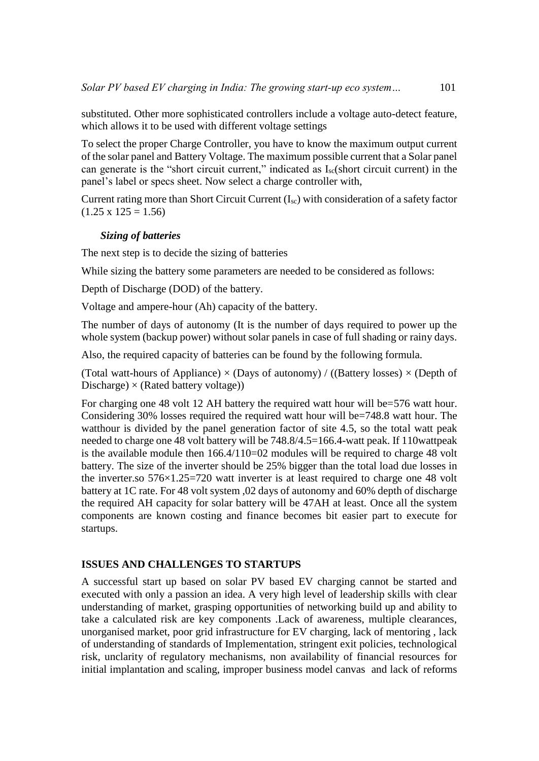substituted. Other more sophisticated controllers include a voltage auto-detect feature, which allows it to be used with different voltage settings

To select the proper Charge Controller, you have to know the maximum output current of the solar panel and Battery Voltage. The maximum possible current that a Solar panel can generate is the "short circuit current," indicated as $I_{sc}$(short circuit current) in the panel's label or specs sheet. Now select a charge controller with,

Current rating more than Short Circuit Current ($I_{sc}$) with consideration of a safety factor (1.25 x 125 = 1.56)

### *Sizing of batteries*

The next step is to decide the sizing of batteries

While sizing the battery some parameters are needed to be considered as follows:

Depth of Discharge (DOD) of the battery.

Voltage and ampere-hour (Ah) capacity of the battery.

The number of days of autonomy (It is the number of days required to power up the whole system (backup power) without solar panels in case of full shading or rainy days.

Also, the required capacity of batteries can be found by the following formula.

(Total watt-hours of Appliance) × (Days of autonomy) / ((Battery losses) × (Depth of Discharge) × (Rated battery voltage))

For charging one 48 volt 12 AH battery the required watt hour will be=576 watt hour. Considering 30% losses required the required watt hour will be=748.8 watt hour. The watthour is divided by the panel generation factor of site 4.5, so the total watt peak needed to charge one 48 volt battery will be 748.8/4.5=166.4-watt peak. If 110wattpeak is the available module then 166.4/110=02 modules will be required to charge 48 volt battery. The size of the inverter should be 25% bigger than the total load due losses in the inverter.so 576×1.25=720 watt inverter is at least required to charge one 48 volt battery at 1C rate. For 48 volt system ,02 days of autonomy and 60% depth of discharge the required AH capacity for solar battery will be 47AH at least. Once all the system components are known costing and finance becomes bit easier part to execute for startups.

## ISSUES AND CHALLENGES TO STARTUPS

A successful start up based on solar PV based EV charging cannot be started and executed with only a passion an idea. A very high level of leadership skills with clear understanding of market, grasping opportunities of networking build up and ability to take a calculated risk are key components .Lack of awareness, multiple clearances, unorganised market, poor grid infrastructure for EV charging, lack of mentoring , lack of understanding of standards of Implementation, stringent exit policies, technological risk, unclarity of regulatory mechanisms, non availability of financial resources for initial implantation and scaling, improper business model canvas and lack of reforms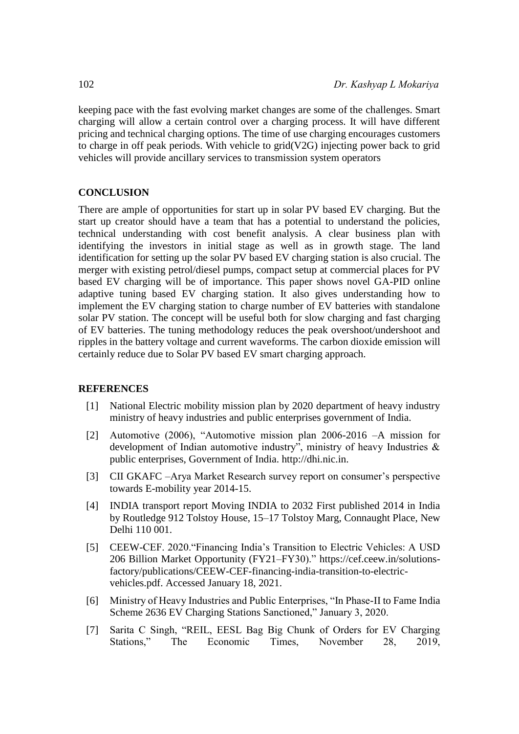keeping pace with the fast evolving market changes are some of the challenges. Smart charging will allow a certain control over a charging process. It will have different pricing and technical charging options. The time of use charging encourages customers to charge in off peak periods. With vehicle to grid(V2G) injecting power back to grid vehicles will provide ancillary services to transmission system operators

## CONCLUSION

There are ample of opportunities for start up in solar PV based EV charging. But the start up creator should have a team that has a potential to understand the policies, technical understanding with cost benefit analysis. A clear business plan with identifying the investors in initial stage as well as in growth stage. The land identification for setting up the solar PV based EV charging station is also crucial. The merger with existing petrol/diesel pumps, compact setup at commercial places for PV based EV charging will be of importance. This paper shows novel GA-PID online adaptive tuning based EV charging station. It also gives understanding how to implement the EV charging station to charge number of EV batteries with standalone solar PV station. The concept will be useful both for slow charging and fast charging of EV batteries. The tuning methodology reduces the peak overshoot/undershoot and ripples in the battery voltage and current waveforms. The carbon dioxide emission will certainly reduce due to Solar PV based EV smart charging approach.

## REFERENCES

[1] National Electric mobility mission plan by 2020 department of heavy industry ministry of heavy industries and public enterprises government of India.

[2] Automotive (2006), "Automotive mission plan 2006-2016 –A mission for development of Indian automotive industry", ministry of heavy Industries & public enterprises, Government of India. http://dhi.nic.in.

[3] CII GKAFC –Arya Market Research survey report on consumer's perspective towards E-mobility year 2014-15.

[4] INDIA transport report Moving INDIA to 2032 First published 2014 in India by Routledge 912 Tolstoy House, 15–17 Tolstoy Marg, Connaught Place, New Delhi 110 001.

[5] CEEW-CEF. 2020."Financing India's Transition to Electric Vehicles: A USD 206 Billion Market Opportunity (FY21–FY30)." https://cef.ceew.in/solutions-factory/publications/CEEW-CEF-financing-india-transition-to-electric-vehicles.pdf. Accessed January 18, 2021.

[6] Ministry of Heavy Industries and Public Enterprises, "In Phase-II to Fame India Scheme 2636 EV Charging Stations Sanctioned," January 3, 2020.

[7] Sarita C Singh, "REIL, EESL Bag Big Chunk of Orders for EV Charging Stations," The Economic Times, November 28, 2019,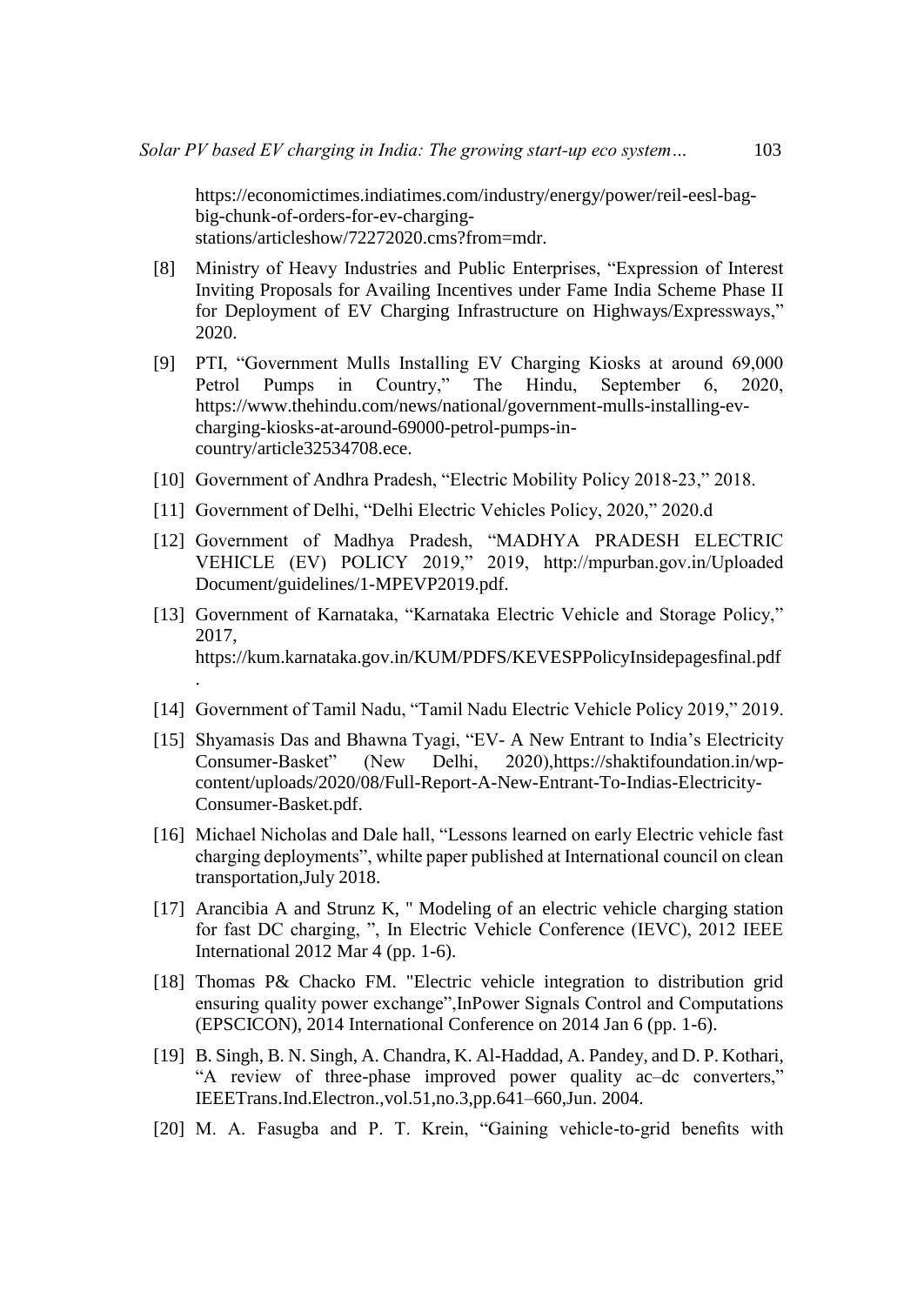https://economictimes.indiatimes.com/industry/energy/power/reil-eesl-bag-big-chunk-of-orders-for-ev-charging-stations/articleshow/72272020.cms?from=mdr.

[8] Ministry of Heavy Industries and Public Enterprises, "Expression of Interest Inviting Proposals for Availing Incentives under Fame India Scheme Phase II for Deployment of EV Charging Infrastructure on Highways/Expressways," 2020.

[9] PTI, "Government Mulls Installing EV Charging Kiosks at around 69,000 Petrol Pumps in Country," The Hindu, September 6, 2020, https://www.thehindu.com/news/national/government-mulls-installing-ev-charging-kiosks-at-around-69000-petrol-pumps-in-country/article32534708.ece.

[10] Government of Andhra Pradesh, "Electric Mobility Policy 2018-23," 2018.

[11] Government of Delhi, "Delhi Electric Vehicles Policy, 2020," 2020.d

[12] Government of Madhya Pradesh, "MADHYA PRADESH ELECTRIC VEHICLE (EV) POLICY 2019," 2019, http://mpurban.gov.in/Uploaded Document/guidelines/1-MPEVP2019.pdf.

[13] Government of Karnataka, "Karnataka Electric Vehicle and Storage Policy," 2017, https://kum.karnataka.gov.in/KUM/PDFS/KEVESPPolicyInsidepagesfinal.pdf.

[14] Government of Tamil Nadu, "Tamil Nadu Electric Vehicle Policy 2019," 2019.

[15] Shyamasis Das and Bhawna Tyagi, "EV- A New Entrant to India's Electricity Consumer-Basket" (New Delhi, 2020),https://shaktifoundation.in/wp-content/uploads/2020/08/Full-Report-A-New-Entrant-To-Indias-Electricity-Consumer-Basket.pdf.

[16] Michael Nicholas and Dale hall, "Lessons learned on early Electric vehicle fast charging deployments", whilte paper published at International council on clean transportation,July 2018.

[17] Arancibia A and Strunz K, " Modeling of an electric vehicle charging station for fast DC charging, ", In Electric Vehicle Conference (IEVC), 2012 IEEE International 2012 Mar 4 (pp. 1-6).

[18] Thomas P& Chacko FM. "Electric vehicle integration to distribution grid ensuring quality power exchange",InPower Signals Control and Computations (EPSCICON), 2014 International Conference on 2014 Jan 6 (pp. 1-6).

[19] B. Singh, B. N. Singh, A. Chandra, K. Al-Haddad, A. Pandey, and D. P. Kothari, "A review of three-phase improved power quality ac–dc converters," IEEETrans.Ind.Electron.,vol.51,no.3,pp.641–660,Jun. 2004.

[20] M. A. Fasugba and P. T. Krein, "Gaining vehicle-to-grid benefits with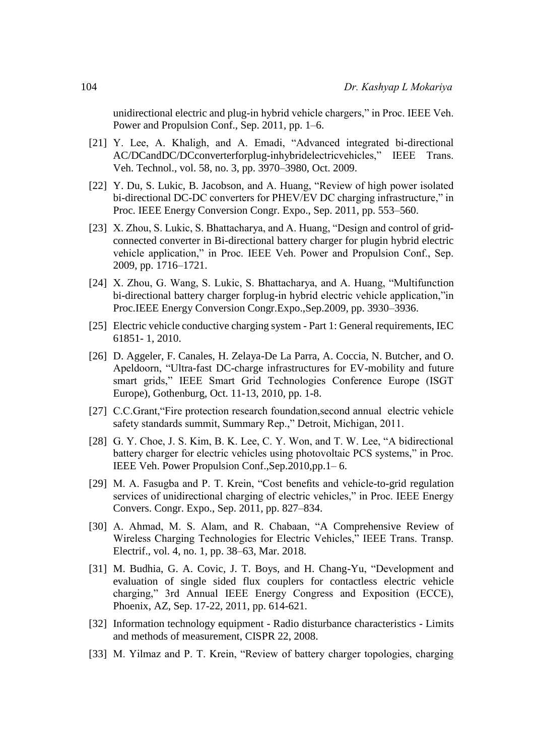unidirectional electric and plug-in hybrid vehicle chargers," in Proc. IEEE Veh. Power and Propulsion Conf., Sep. 2011, pp. 1–6.

[21] Y. Lee, A. Khaligh, and A. Emadi, "Advanced integrated bi-directional AC/DCandDC/DCconverterforplug-inhybridelectricvehicles," IEEE Trans. Veh. Technol., vol. 58, no. 3, pp. 3970–3980, Oct. 2009.

[22] Y. Du, S. Lukic, B. Jacobson, and A. Huang, "Review of high power isolated bi-directional DC-DC converters for PHEV/EV DC charging infrastructure," in Proc. IEEE Energy Conversion Congr. Expo., Sep. 2011, pp. 553–560.

[23] X. Zhou, S. Lukic, S. Bhattacharya, and A. Huang, "Design and control of grid-connected converter in Bi-directional battery charger for plugin hybrid electric vehicle application," in Proc. IEEE Veh. Power and Propulsion Conf., Sep. 2009, pp. 1716–1721.

[24] X. Zhou, G. Wang, S. Lukic, S. Bhattacharya, and A. Huang, "Multifunction bi-directional battery charger forplug-in hybrid electric vehicle application,"in Proc.IEEE Energy Conversion Congr.Expo.,Sep.2009, pp. 3930–3936.

[25] Electric vehicle conductive charging system - Part 1: General requirements, IEC 61851- 1, 2010.

[26] D. Aggeler, F. Canales, H. Zelaya-De La Parra, A. Coccia, N. Butcher, and O. Apeldoorn, "Ultra-fast DC-charge infrastructures for EV-mobility and future smart grids," IEEE Smart Grid Technologies Conference Europe (ISGT Europe), Gothenburg, Oct. 11-13, 2010, pp. 1-8.

[27] C.C.Grant,"Fire protection research foundation,second annual electric vehicle safety standards summit, Summary Rep.," Detroit, Michigan, 2011.

[28] G. Y. Choe, J. S. Kim, B. K. Lee, C. Y. Won, and T. W. Lee, "A bidirectional battery charger for electric vehicles using photovoltaic PCS systems," in Proc. IEEE Veh. Power Propulsion Conf.,Sep.2010,pp.1– 6.

[29] M. A. Fasugba and P. T. Krein, "Cost benefits and vehicle-to-grid regulation services of unidirectional charging of electric vehicles," in Proc. IEEE Energy Convers. Congr. Expo., Sep. 2011, pp. 827–834.

[30] A. Ahmad, M. S. Alam, and R. Chabaan, "A Comprehensive Review of Wireless Charging Technologies for Electric Vehicles," IEEE Trans. Transp. Electrif., vol. 4, no. 1, pp. 38–63, Mar. 2018.

[31] M. Budhia, G. A. Covic, J. T. Boys, and H. Chang-Yu, "Development and evaluation of single sided flux couplers for contactless electric vehicle charging," 3rd Annual IEEE Energy Congress and Exposition (ECCE), Phoenix, AZ, Sep. 17-22, 2011, pp. 614-621.

[32] Information technology equipment - Radio disturbance characteristics - Limits and methods of measurement, CISPR 22, 2008.

[33] M. Yilmaz and P. T. Krein, "Review of battery charger topologies, charging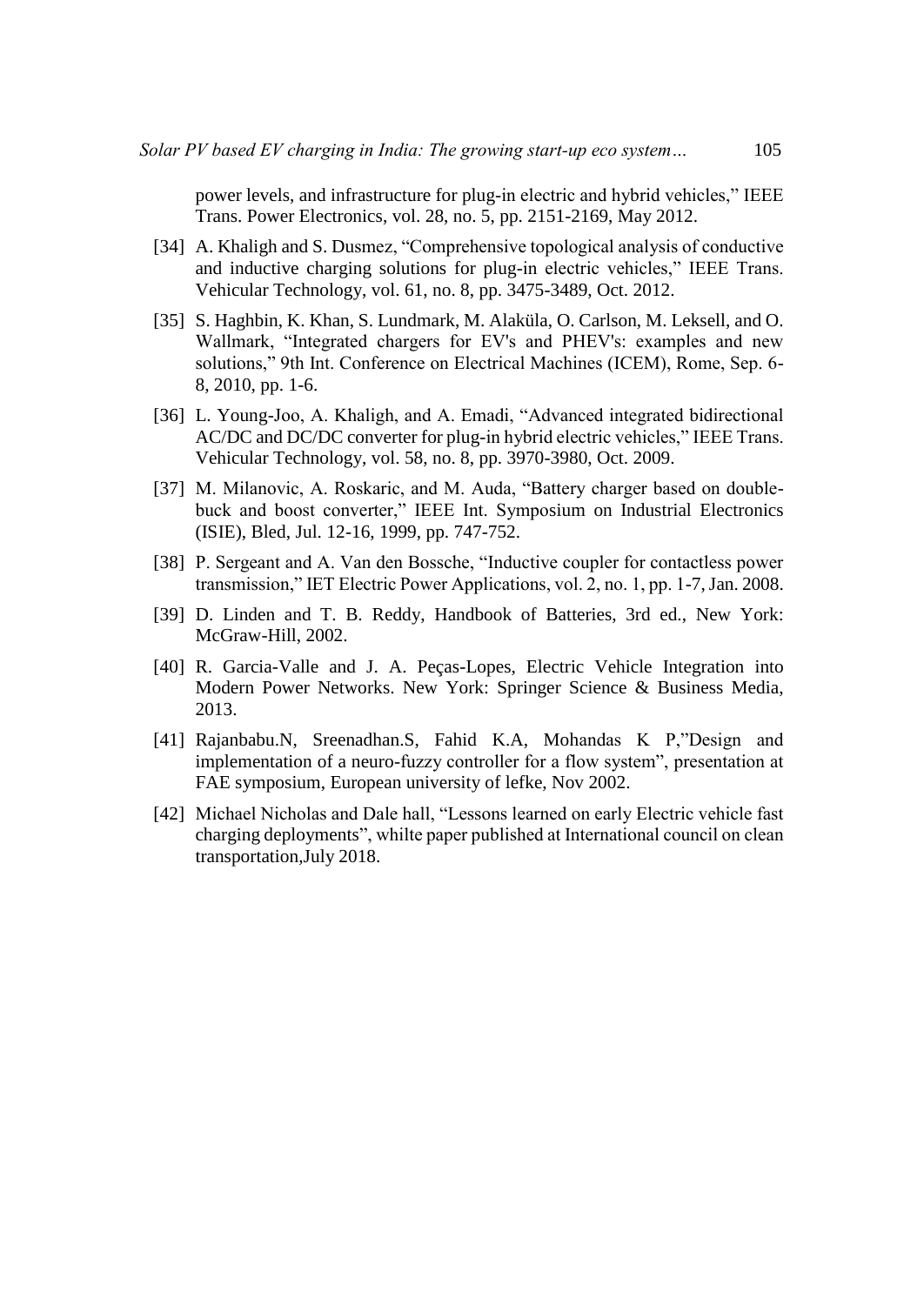power levels, and infrastructure for plug-in electric and hybrid vehicles," IEEE Trans. Power Electronics, vol. 28, no. 5, pp. 2151-2169, May 2012.

[34] A. Khaligh and S. Dusmez, "Comprehensive topological analysis of conductive and inductive charging solutions for plug-in electric vehicles," IEEE Trans. Vehicular Technology, vol. 61, no. 8, pp. 3475-3489, Oct. 2012.

[35] S. Haghbin, K. Khan, S. Lundmark, M. Alaküla, O. Carlson, M. Leksell, and O. Wallmark, "Integrated chargers for EV's and PHEV's: examples and new solutions," 9th Int. Conference on Electrical Machines (ICEM), Rome, Sep. 6-8, 2010, pp. 1-6.

[36] L. Young-Joo, A. Khaligh, and A. Emadi, "Advanced integrated bidirectional AC/DC and DC/DC converter for plug-in hybrid electric vehicles," IEEE Trans. Vehicular Technology, vol. 58, no. 8, pp. 3970-3980, Oct. 2009.

[37] M. Milanovic, A. Roskaric, and M. Auda, "Battery charger based on double-buck and boost converter," IEEE Int. Symposium on Industrial Electronics (ISIE), Bled, Jul. 12-16, 1999, pp. 747-752.

[38] P. Sergeant and A. Van den Bossche, "Inductive coupler for contactless power transmission," IET Electric Power Applications, vol. 2, no. 1, pp. 1-7, Jan. 2008.

[39] D. Linden and T. B. Reddy, Handbook of Batteries, 3rd ed., New York: McGraw-Hill, 2002.

[40] R. Garcia-Valle and J. A. Peças-Lopes, Electric Vehicle Integration into Modern Power Networks. New York: Springer Science & Business Media, 2013.

[41] Rajanbabu.N, Sreenadhan.S, Fahid K.A, Mohandas K P,"Design and implementation of a neuro-fuzzy controller for a flow system", presentation at FAE symposium, European university of lefke, Nov 2002.

[42] Michael Nicholas and Dale hall, "Lessons learned on early Electric vehicle fast charging deployments", whilte paper published at International council on clean transportation,July 2018.